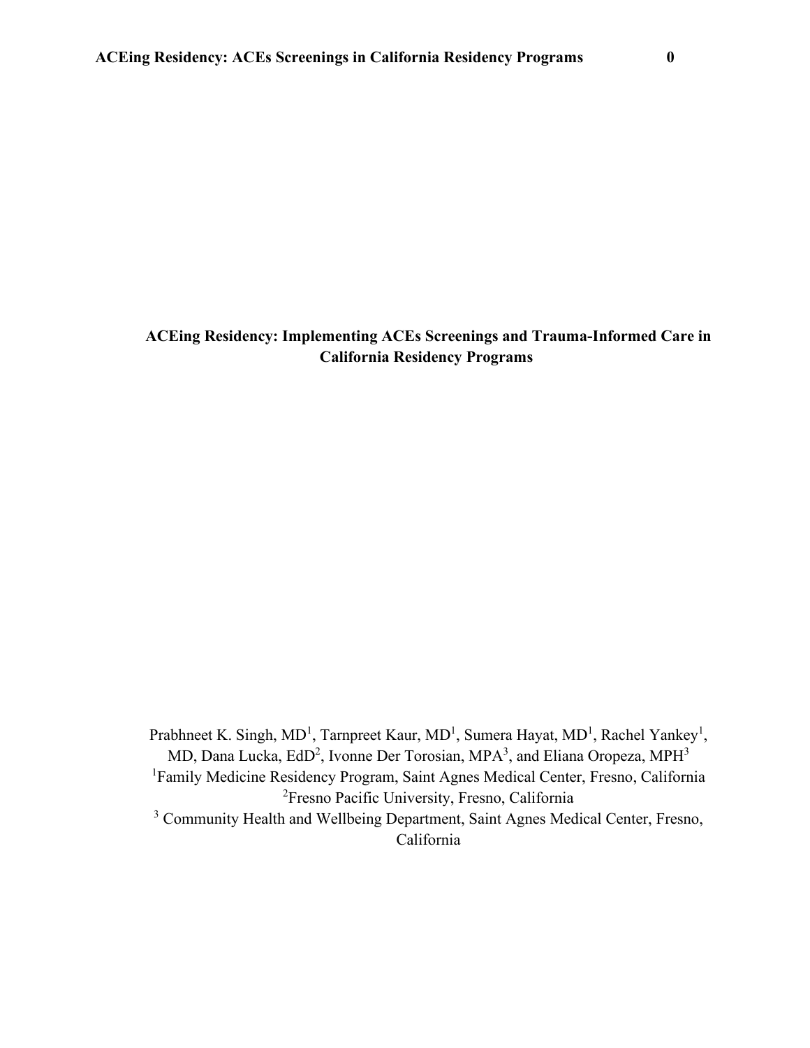# ACEing Residency: Implementing ACEs Screenings and Trauma-Informed Care in California Residency Programs

Prabhneet K. Singh, MD[1], Tarnpreet Kaur, MD[1], Sumera Hayat, MD[1], Rachel Yankey[1], MD, Dana Lucka, EdD[2], Ivonne Der Torosian, MPA[3], and Eliana Oropeza, MPH[3]

[1]Family Medicine Residency Program, Saint Agnes Medical Center, Fresno, California

[2]Fresno Pacific University, Fresno, California

[3] Community Health and Wellbeing Department, Saint Agnes Medical Center, Fresno, California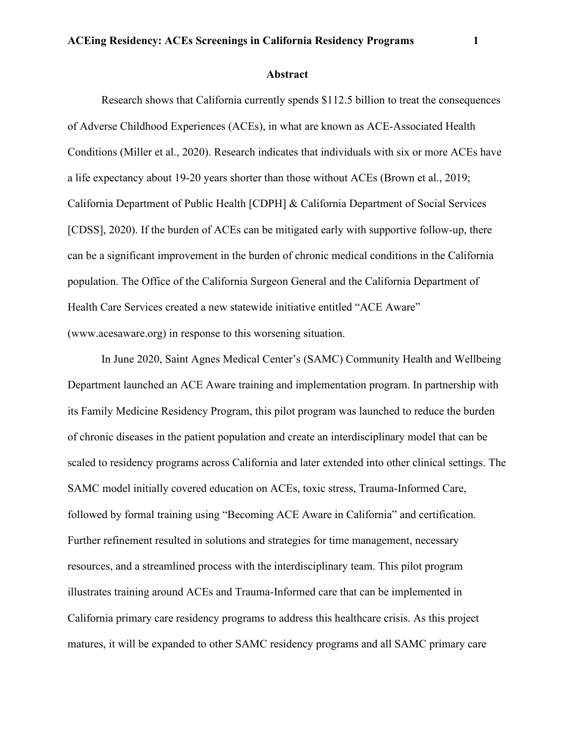## Abstract

Research shows that California currently spends $112.5 billion to treat the consequences of Adverse Childhood Experiences (ACEs), in what are known as ACE-Associated Health Conditions (Miller et al., 2020). Research indicates that individuals with six or more ACEs have a life expectancy about 19-20 years shorter than those without ACEs (Brown et al., 2019; California Department of Public Health [CDPH] & California Department of Social Services [CDSS], 2020). If the burden of ACEs can be mitigated early with supportive follow-up, there can be a significant improvement in the burden of chronic medical conditions in the California population. The Office of the California Surgeon General and the California Department of Health Care Services created a new statewide initiative entitled "ACE Aware" (www.acesaware.org) in response to this worsening situation.

In June 2020, Saint Agnes Medical Center's (SAMC) Community Health and Wellbeing Department launched an ACE Aware training and implementation program. In partnership with its Family Medicine Residency Program, this pilot program was launched to reduce the burden of chronic diseases in the patient population and create an interdisciplinary model that can be scaled to residency programs across California and later extended into other clinical settings. The SAMC model initially covered education on ACEs, toxic stress, Trauma-Informed Care, followed by formal training using "Becoming ACE Aware in California" and certification. Further refinement resulted in solutions and strategies for time management, necessary resources, and a streamlined process with the interdisciplinary team. This pilot program illustrates training around ACEs and Trauma-Informed care that can be implemented in California primary care residency programs to address this healthcare crisis. As this project matures, it will be expanded to other SAMC residency programs and all SAMC primary care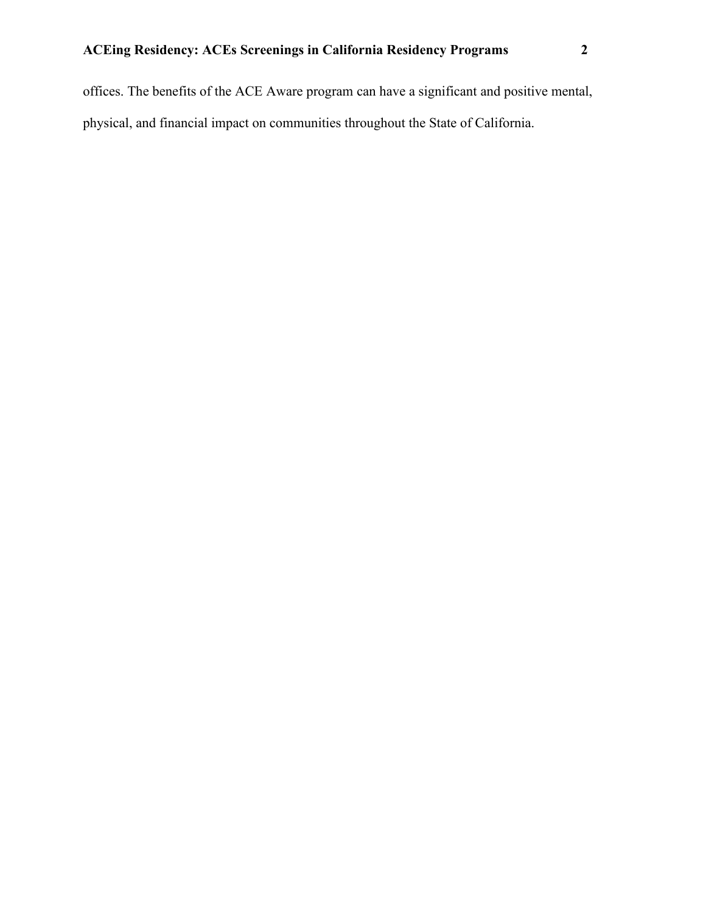offices. The benefits of the ACE Aware program can have a significant and positive mental, physical, and financial impact on communities throughout the State of California.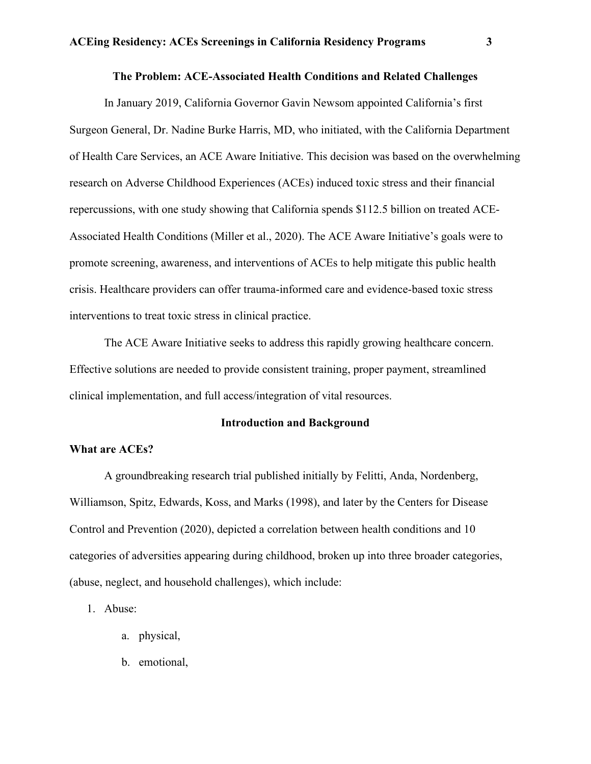## The Problem: ACE-Associated Health Conditions and Related Challenges

In January 2019, California Governor Gavin Newsom appointed California's first Surgeon General, Dr. Nadine Burke Harris, MD, who initiated, with the California Department of Health Care Services, an ACE Aware Initiative. This decision was based on the overwhelming research on Adverse Childhood Experiences (ACEs) induced toxic stress and their financial repercussions, with one study showing that California spends $112.5 billion on treated ACE-Associated Health Conditions (Miller et al., 2020). The ACE Aware Initiative's goals were to promote screening, awareness, and interventions of ACEs to help mitigate this public health crisis. Healthcare providers can offer trauma-informed care and evidence-based toxic stress interventions to treat toxic stress in clinical practice.

The ACE Aware Initiative seeks to address this rapidly growing healthcare concern. Effective solutions are needed to provide consistent training, proper payment, streamlined clinical implementation, and full access/integration of vital resources.

## Introduction and Background

### What are ACEs?

A groundbreaking research trial published initially by Felitti, Anda, Nordenberg, Williamson, Spitz, Edwards, Koss, and Marks (1998), and later by the Centers for Disease Control and Prevention (2020), depicted a correlation between health conditions and 10 categories of adversities appearing during childhood, broken up into three broader categories, (abuse, neglect, and household challenges), which include:

1. Abuse:
    a. physical,
    b. emotional,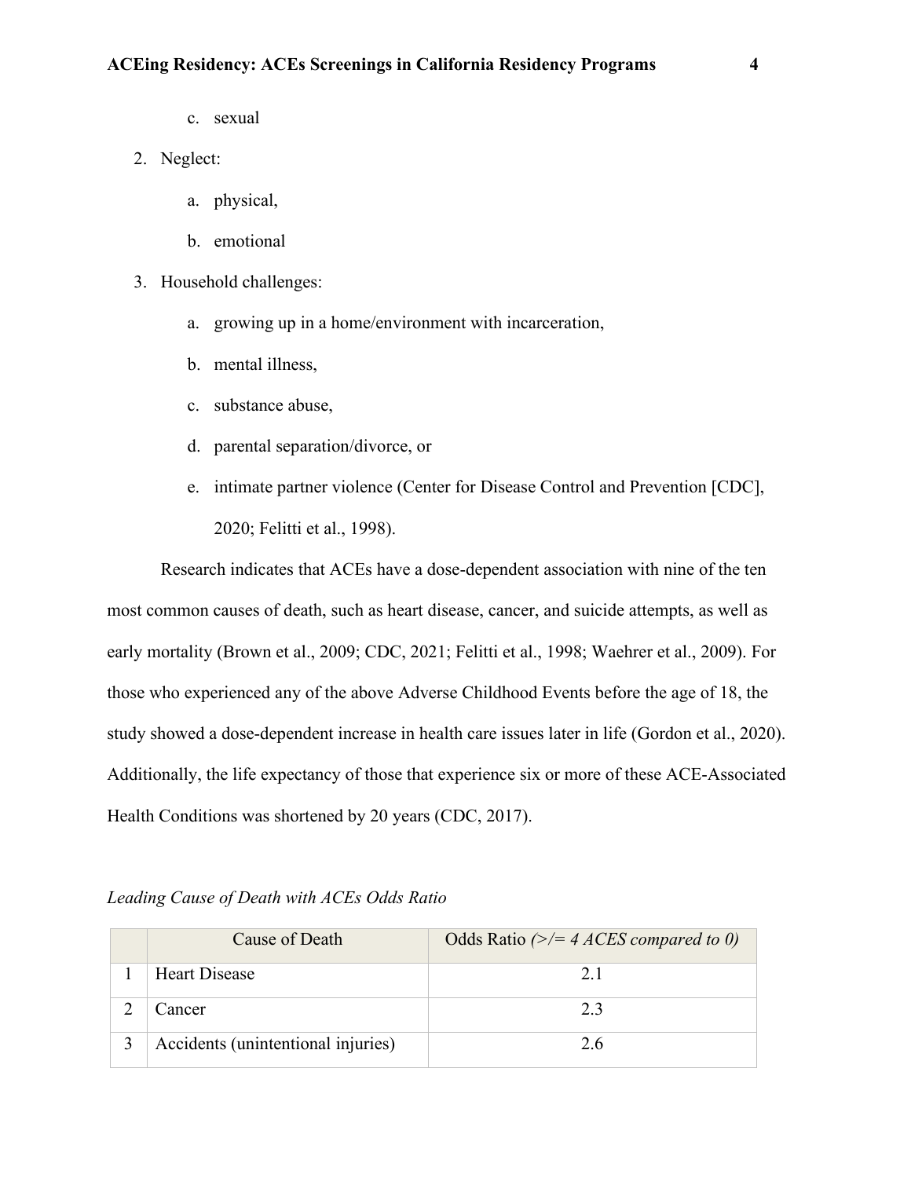c. sexual

2. Neglect:

   a. physical,

   b. emotional

3. Household challenges:

   a. growing up in a home/environment with incarceration,

   b. mental illness,

   c. substance abuse,

   d. parental separation/divorce, or

   e. intimate partner violence (Center for Disease Control and Prevention [CDC], 2020; Felitti et al., 1998).

Research indicates that ACEs have a dose-dependent association with nine of the ten most common causes of death, such as heart disease, cancer, and suicide attempts, as well as early mortality (Brown et al., 2009; CDC, 2021; Felitti et al., 1998; Waehrer et al., 2009). For those who experienced any of the above Adverse Childhood Events before the age of 18, the study showed a dose-dependent increase in health care issues later in life (Gordon et al., 2020). Additionally, the life expectancy of those that experience six or more of these ACE-Associated Health Conditions was shortened by 20 years (CDC, 2017).

*Leading Cause of Death with ACEs Odds Ratio*

| | Cause of Death | Odds Ratio *(>/= 4 ACES compared to 0)* |
|---|---|---|
| 1 | Heart Disease | 2.1 |
| 2 | Cancer | 2.3 |
| 3 | Accidents (unintentional injuries) | 2.6 |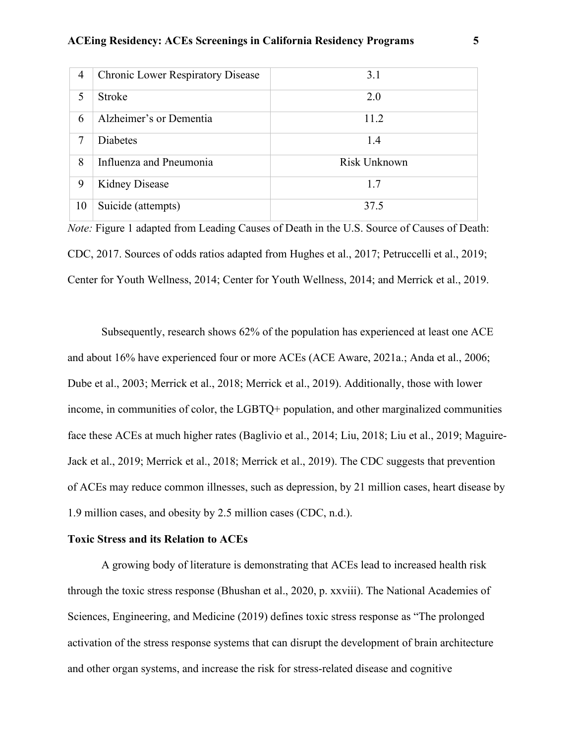| | | |
|---|---|---|
| 4 | Chronic Lower Respiratory Disease | 3.1 |
| 5 | Stroke | 2.0 |
| 6 | Alzheimer's or Dementia | 11.2 |
| 7 | Diabetes | 1.4 |
| 8 | Influenza and Pneumonia | Risk Unknown |
| 9 | Kidney Disease | 1.7 |
| 10 | Suicide (attempts) | 37.5 |

*Note:* Figure 1 adapted from Leading Causes of Death in the U.S. Source of Causes of Death: CDC, 2017. Sources of odds ratios adapted from Hughes et al., 2017; Petruccelli et al., 2019; Center for Youth Wellness, 2014; Center for Youth Wellness, 2014; and Merrick et al., 2019.

Subsequently, research shows 62% of the population has experienced at least one ACE and about 16% have experienced four or more ACEs (ACE Aware, 2021a.; Anda et al., 2006; Dube et al., 2003; Merrick et al., 2018; Merrick et al., 2019). Additionally, those with lower income, in communities of color, the LGBTQ+ population, and other marginalized communities face these ACEs at much higher rates (Baglivio et al., 2014; Liu, 2018; Liu et al., 2019; Maguire-Jack et al., 2019; Merrick et al., 2018; Merrick et al., 2019). The CDC suggests that prevention of ACEs may reduce common illnesses, such as depression, by 21 million cases, heart disease by 1.9 million cases, and obesity by 2.5 million cases (CDC, n.d.).

**Toxic Stress and its Relation to ACEs**

A growing body of literature is demonstrating that ACEs lead to increased health risk through the toxic stress response (Bhushan et al., 2020, p. xxviii). The National Academies of Sciences, Engineering, and Medicine (2019) defines toxic stress response as "The prolonged activation of the stress response systems that can disrupt the development of brain architecture and other organ systems, and increase the risk for stress-related disease and cognitive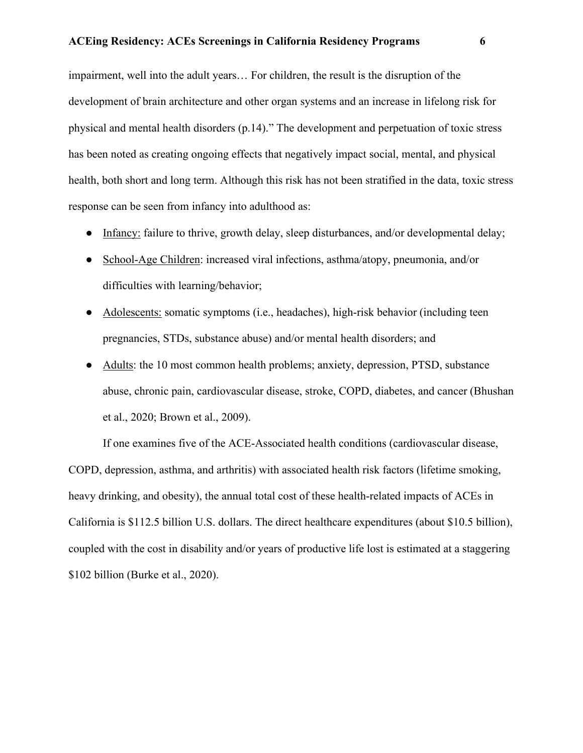impairment, well into the adult years… For children, the result is the disruption of the development of brain architecture and other organ systems and an increase in lifelong risk for physical and mental health disorders (p.14)." The development and perpetuation of toxic stress has been noted as creating ongoing effects that negatively impact social, mental, and physical health, both short and long term. Although this risk has not been stratified in the data, toxic stress response can be seen from infancy into adulthood as:

- <u>Infancy:</u> failure to thrive, growth delay, sleep disturbances, and/or developmental delay;
- <u>School-Age Children</u>: increased viral infections, asthma/atopy, pneumonia, and/or difficulties with learning/behavior;
- <u>Adolescents:</u> somatic symptoms (i.e., headaches), high-risk behavior (including teen pregnancies, STDs, substance abuse) and/or mental health disorders; and
- <u>Adults</u>: the 10 most common health problems; anxiety, depression, PTSD, substance abuse, chronic pain, cardiovascular disease, stroke, COPD, diabetes, and cancer (Bhushan et al., 2020; Brown et al., 2009).

If one examines five of the ACE-Associated health conditions (cardiovascular disease, COPD, depression, asthma, and arthritis) with associated health risk factors (lifetime smoking, heavy drinking, and obesity), the annual total cost of these health-related impacts of ACEs in California is $112.5 billion U.S. dollars. The direct healthcare expenditures (about $10.5 billion), coupled with the cost in disability and/or years of productive life lost is estimated at a staggering $102 billion (Burke et al., 2020).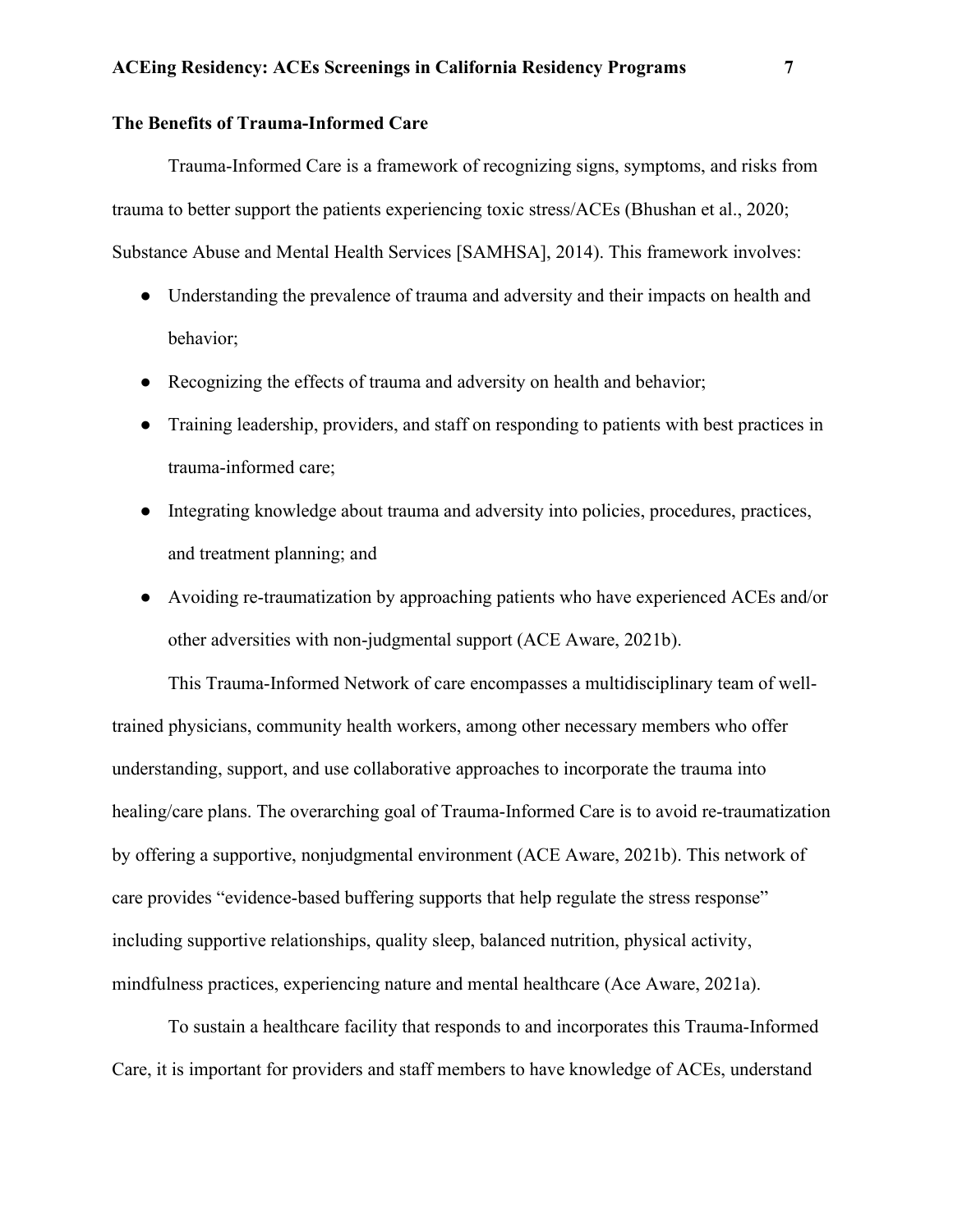### The Benefits of Trauma-Informed Care

Trauma-Informed Care is a framework of recognizing signs, symptoms, and risks from trauma to better support the patients experiencing toxic stress/ACEs (Bhushan et al., 2020; Substance Abuse and Mental Health Services [SAMHSA], 2014). This framework involves:

- Understanding the prevalence of trauma and adversity and their impacts on health and behavior;
- Recognizing the effects of trauma and adversity on health and behavior;
- Training leadership, providers, and staff on responding to patients with best practices in trauma-informed care;
- Integrating knowledge about trauma and adversity into policies, procedures, practices, and treatment planning; and
- Avoiding re-traumatization by approaching patients who have experienced ACEs and/or other adversities with non-judgmental support (ACE Aware, 2021b).

This Trauma-Informed Network of care encompasses a multidisciplinary team of well-trained physicians, community health workers, among other necessary members who offer understanding, support, and use collaborative approaches to incorporate the trauma into healing/care plans. The overarching goal of Trauma-Informed Care is to avoid re-traumatization by offering a supportive, nonjudgmental environment (ACE Aware, 2021b). This network of care provides "evidence-based buffering supports that help regulate the stress response" including supportive relationships, quality sleep, balanced nutrition, physical activity, mindfulness practices, experiencing nature and mental healthcare (Ace Aware, 2021a).

To sustain a healthcare facility that responds to and incorporates this Trauma-Informed Care, it is important for providers and staff members to have knowledge of ACEs, understand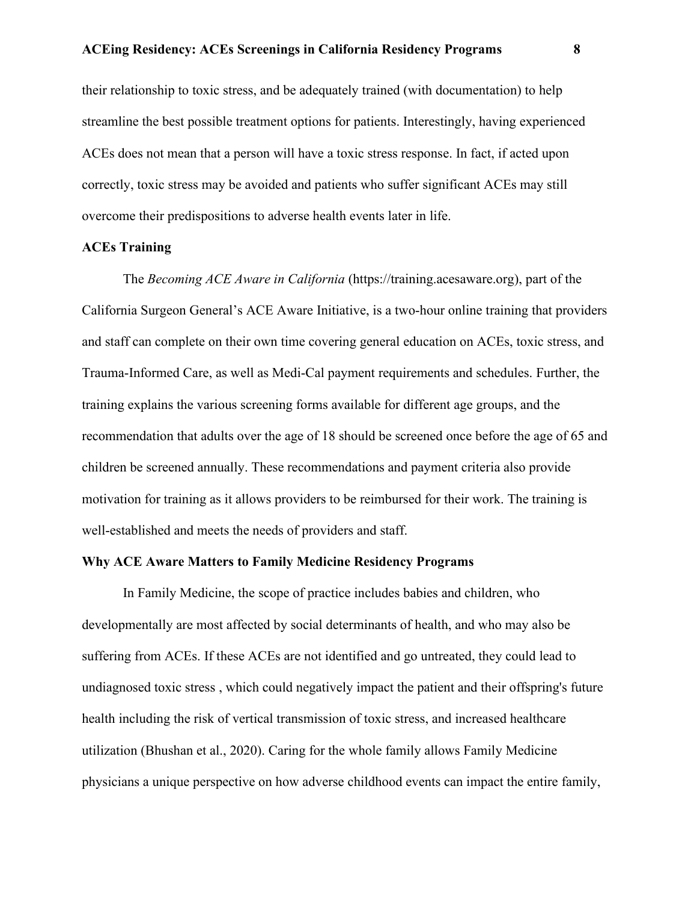their relationship to toxic stress, and be adequately trained (with documentation) to help streamline the best possible treatment options for patients. Interestingly, having experienced ACEs does not mean that a person will have a toxic stress response. In fact, if acted upon correctly, toxic stress may be avoided and patients who suffer significant ACEs may still overcome their predispositions to adverse health events later in life.

## ACEs Training

The *Becoming ACE Aware in California* (https://training.acesaware.org), part of the California Surgeon General's ACE Aware Initiative, is a two-hour online training that providers and staff can complete on their own time covering general education on ACEs, toxic stress, and Trauma-Informed Care, as well as Medi-Cal payment requirements and schedules. Further, the training explains the various screening forms available for different age groups, and the recommendation that adults over the age of 18 should be screened once before the age of 65 and children be screened annually. These recommendations and payment criteria also provide motivation for training as it allows providers to be reimbursed for their work. The training is well-established and meets the needs of providers and staff.

## Why ACE Aware Matters to Family Medicine Residency Programs

In Family Medicine, the scope of practice includes babies and children, who developmentally are most affected by social determinants of health, and who may also be suffering from ACEs. If these ACEs are not identified and go untreated, they could lead to undiagnosed toxic stress , which could negatively impact the patient and their offspring's future health including the risk of vertical transmission of toxic stress, and increased healthcare utilization (Bhushan et al., 2020). Caring for the whole family allows Family Medicine physicians a unique perspective on how adverse childhood events can impact the entire family,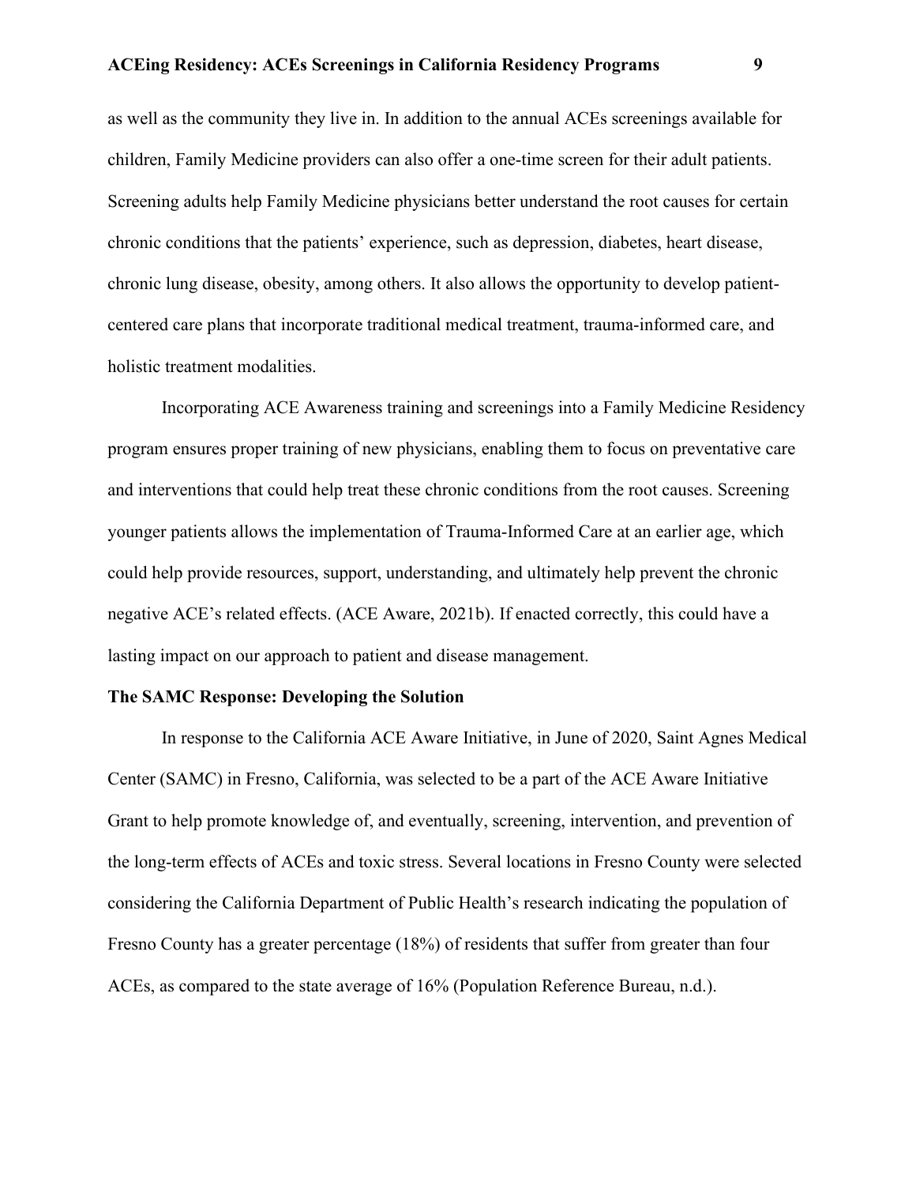as well as the community they live in. In addition to the annual ACEs screenings available for children, Family Medicine providers can also offer a one-time screen for their adult patients. Screening adults help Family Medicine physicians better understand the root causes for certain chronic conditions that the patients' experience, such as depression, diabetes, heart disease, chronic lung disease, obesity, among others. It also allows the opportunity to develop patient-centered care plans that incorporate traditional medical treatment, trauma-informed care, and holistic treatment modalities.

Incorporating ACE Awareness training and screenings into a Family Medicine Residency program ensures proper training of new physicians, enabling them to focus on preventative care and interventions that could help treat these chronic conditions from the root causes. Screening younger patients allows the implementation of Trauma-Informed Care at an earlier age, which could help provide resources, support, understanding, and ultimately help prevent the chronic negative ACE's related effects. (ACE Aware, 2021b). If enacted correctly, this could have a lasting impact on our approach to patient and disease management.

**The SAMC Response: Developing the Solution**

In response to the California ACE Aware Initiative, in June of 2020, Saint Agnes Medical Center (SAMC) in Fresno, California, was selected to be a part of the ACE Aware Initiative Grant to help promote knowledge of, and eventually, screening, intervention, and prevention of the long-term effects of ACEs and toxic stress. Several locations in Fresno County were selected considering the California Department of Public Health's research indicating the population of Fresno County has a greater percentage (18%) of residents that suffer from greater than four ACEs, as compared to the state average of 16% (Population Reference Bureau, n.d.).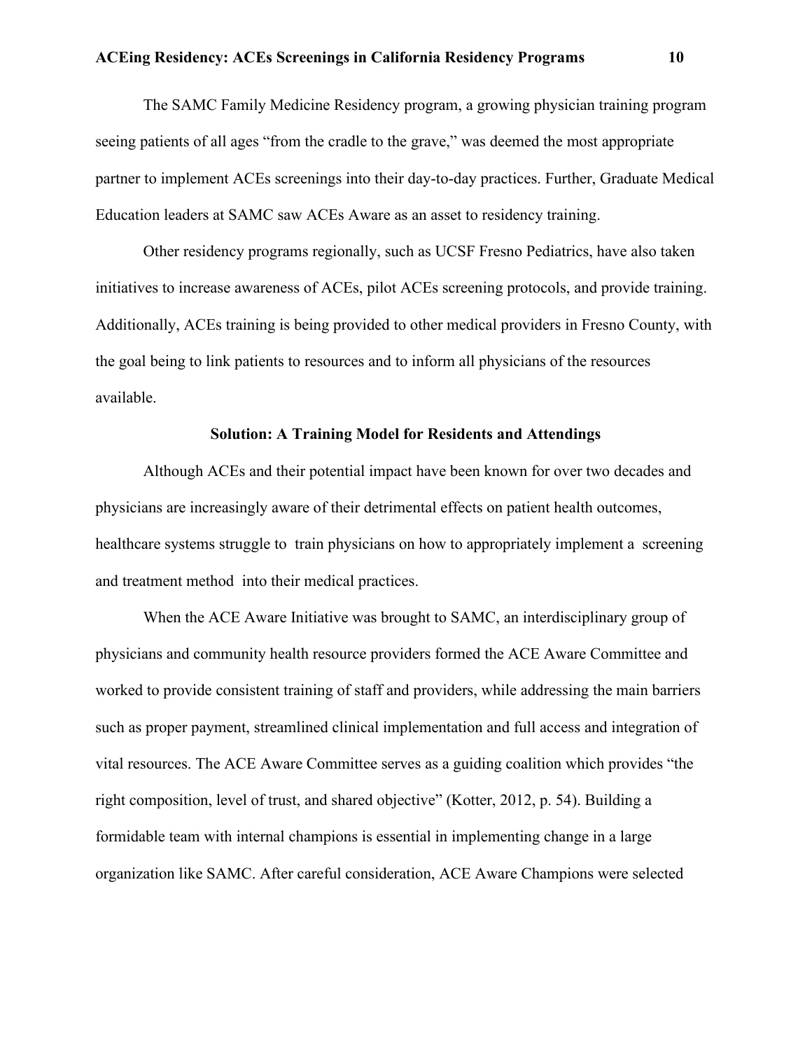The SAMC Family Medicine Residency program, a growing physician training program seeing patients of all ages "from the cradle to the grave," was deemed the most appropriate partner to implement ACEs screenings into their day-to-day practices. Further, Graduate Medical Education leaders at SAMC saw ACEs Aware as an asset to residency training.

Other residency programs regionally, such as UCSF Fresno Pediatrics, have also taken initiatives to increase awareness of ACEs, pilot ACEs screening protocols, and provide training. Additionally, ACEs training is being provided to other medical providers in Fresno County, with the goal being to link patients to resources and to inform all physicians of the resources available.

## Solution: A Training Model for Residents and Attendings

Although ACEs and their potential impact have been known for over two decades and physicians are increasingly aware of their detrimental effects on patient health outcomes, healthcare systems struggle to train physicians on how to appropriately implement a screening and treatment method into their medical practices.

When the ACE Aware Initiative was brought to SAMC, an interdisciplinary group of physicians and community health resource providers formed the ACE Aware Committee and worked to provide consistent training of staff and providers, while addressing the main barriers such as proper payment, streamlined clinical implementation and full access and integration of vital resources. The ACE Aware Committee serves as a guiding coalition which provides "the right composition, level of trust, and shared objective" (Kotter, 2012, p. 54). Building a formidable team with internal champions is essential in implementing change in a large organization like SAMC. After careful consideration, ACE Aware Champions were selected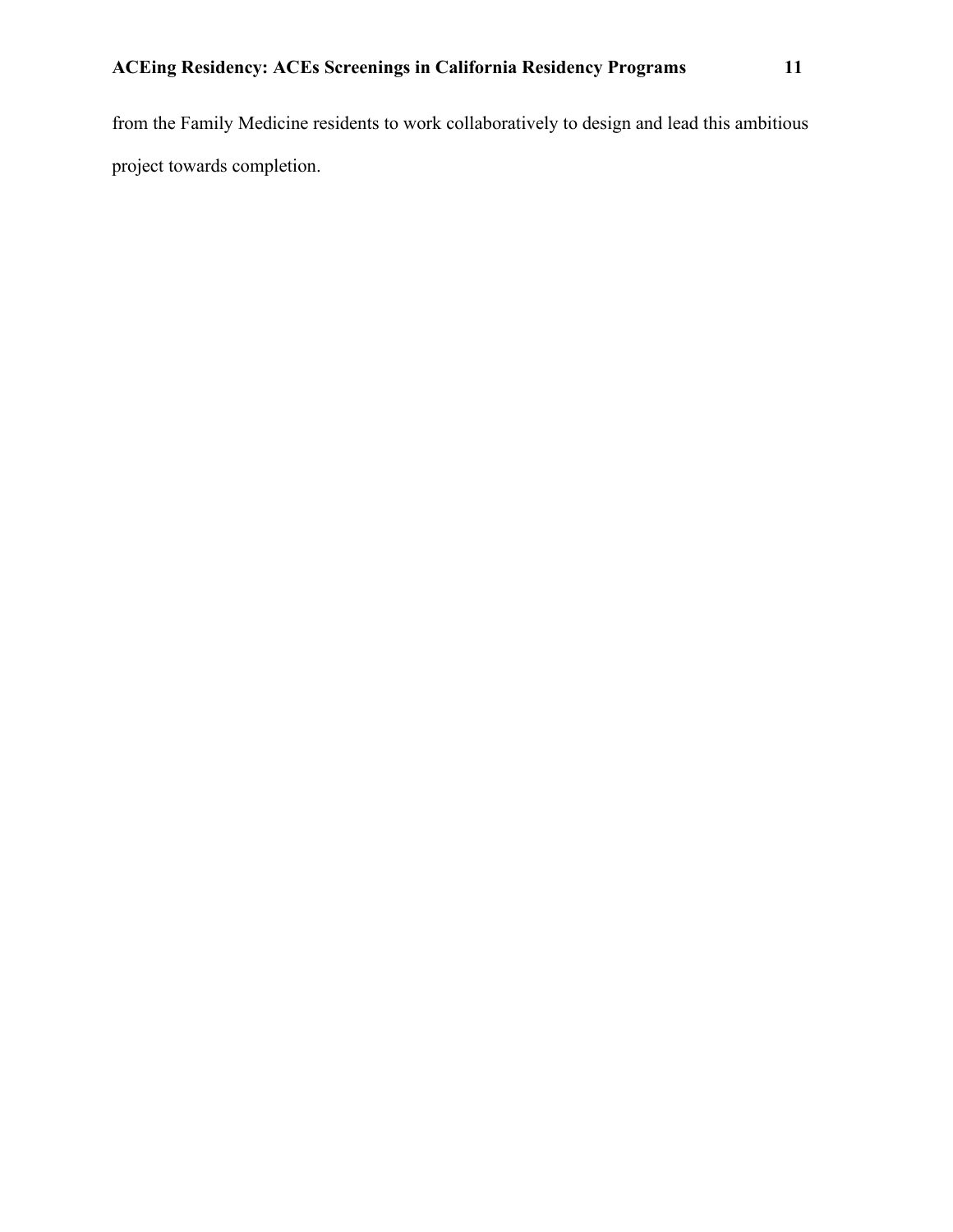from the Family Medicine residents to work collaboratively to design and lead this ambitious project towards completion.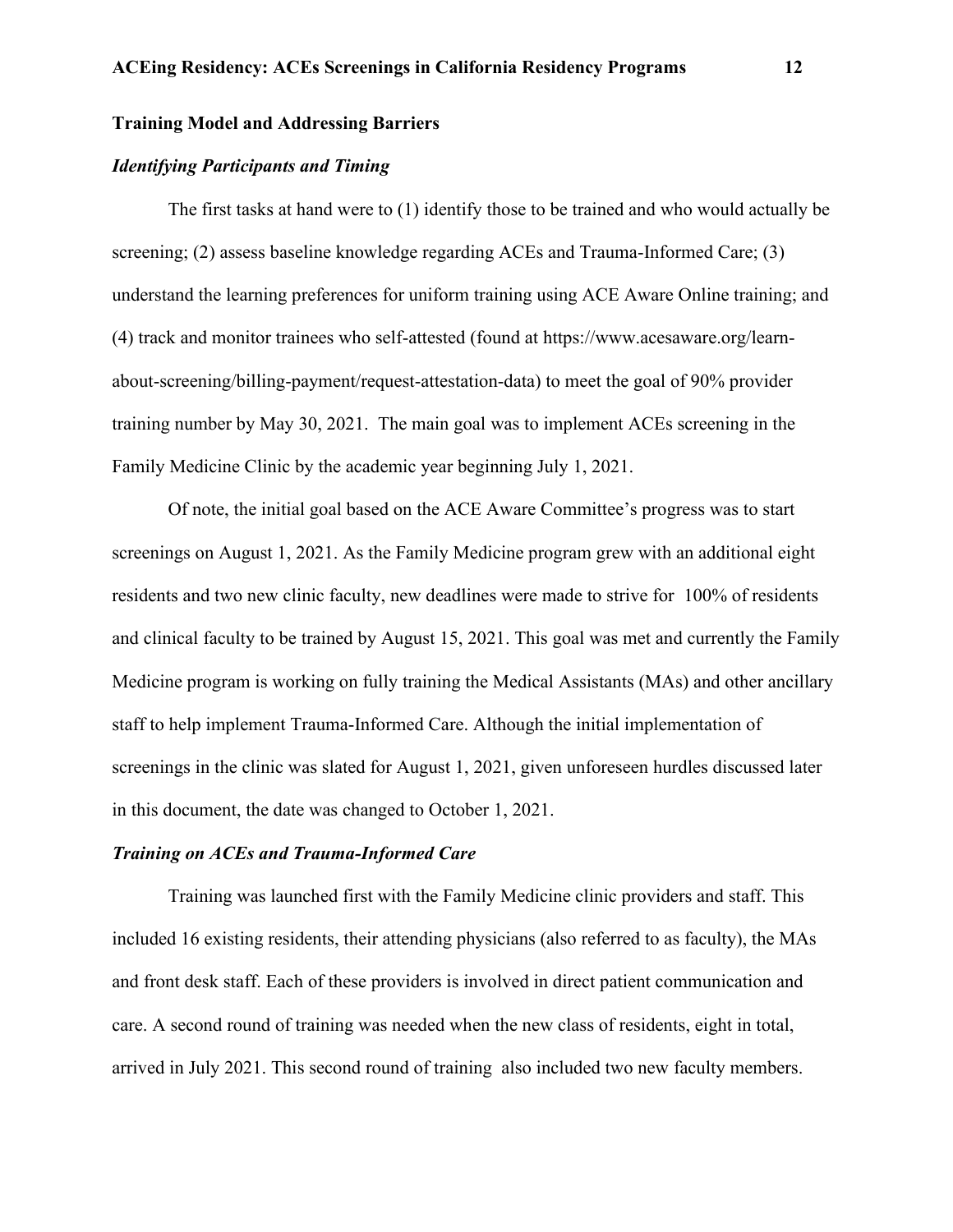## Training Model and Addressing Barriers

### *Identifying Participants and Timing*

The first tasks at hand were to (1) identify those to be trained and who would actually be screening; (2) assess baseline knowledge regarding ACEs and Trauma-Informed Care; (3) understand the learning preferences for uniform training using ACE Aware Online training; and (4) track and monitor trainees who self-attested (found at https://www.acesaware.org/learn-about-screening/billing-payment/request-attestation-data) to meet the goal of 90% provider training number by May 30, 2021. The main goal was to implement ACEs screening in the Family Medicine Clinic by the academic year beginning July 1, 2021.

Of note, the initial goal based on the ACE Aware Committee's progress was to start screenings on August 1, 2021. As the Family Medicine program grew with an additional eight residents and two new clinic faculty, new deadlines were made to strive for 100% of residents and clinical faculty to be trained by August 15, 2021. This goal was met and currently the Family Medicine program is working on fully training the Medical Assistants (MAs) and other ancillary staff to help implement Trauma-Informed Care. Although the initial implementation of screenings in the clinic was slated for August 1, 2021, given unforeseen hurdles discussed later in this document, the date was changed to October 1, 2021.

### *Training on ACEs and Trauma-Informed Care*

Training was launched first with the Family Medicine clinic providers and staff. This included 16 existing residents, their attending physicians (also referred to as faculty), the MAs and front desk staff. Each of these providers is involved in direct patient communication and care. A second round of training was needed when the new class of residents, eight in total, arrived in July 2021. This second round of training also included two new faculty members.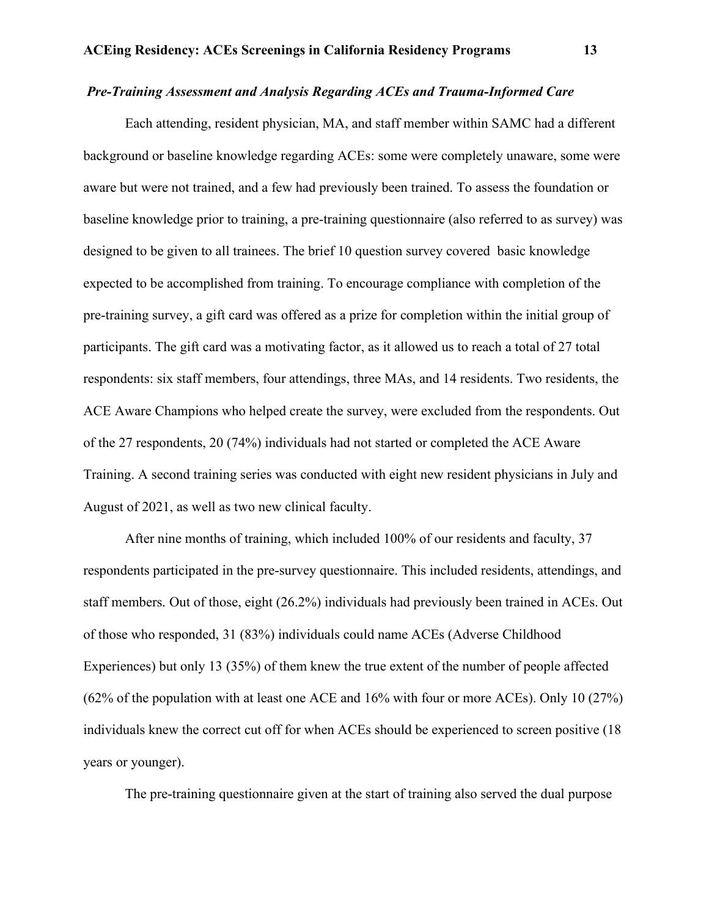***Pre-Training Assessment and Analysis Regarding ACEs and Trauma-Informed Care***

Each attending, resident physician, MA, and staff member within SAMC had a different background or baseline knowledge regarding ACEs: some were completely unaware, some were aware but were not trained, and a few had previously been trained. To assess the foundation or baseline knowledge prior to training, a pre-training questionnaire (also referred to as survey) was designed to be given to all trainees. The brief 10 question survey covered basic knowledge expected to be accomplished from training. To encourage compliance with completion of the pre-training survey, a gift card was offered as a prize for completion within the initial group of participants. The gift card was a motivating factor, as it allowed us to reach a total of 27 total respondents: six staff members, four attendings, three MAs, and 14 residents. Two residents, the ACE Aware Champions who helped create the survey, were excluded from the respondents. Out of the 27 respondents, 20 (74%) individuals had not started or completed the ACE Aware Training. A second training series was conducted with eight new resident physicians in July and August of 2021, as well as two new clinical faculty.

After nine months of training, which included 100% of our residents and faculty, 37 respondents participated in the pre-survey questionnaire. This included residents, attendings, and staff members. Out of those, eight (26.2%) individuals had previously been trained in ACEs. Out of those who responded, 31 (83%) individuals could name ACEs (Adverse Childhood Experiences) but only 13 (35%) of them knew the true extent of the number of people affected (62% of the population with at least one ACE and 16% with four or more ACEs). Only 10 (27%) individuals knew the correct cut off for when ACEs should be experienced to screen positive (18 years or younger).

The pre-training questionnaire given at the start of training also served the dual purpose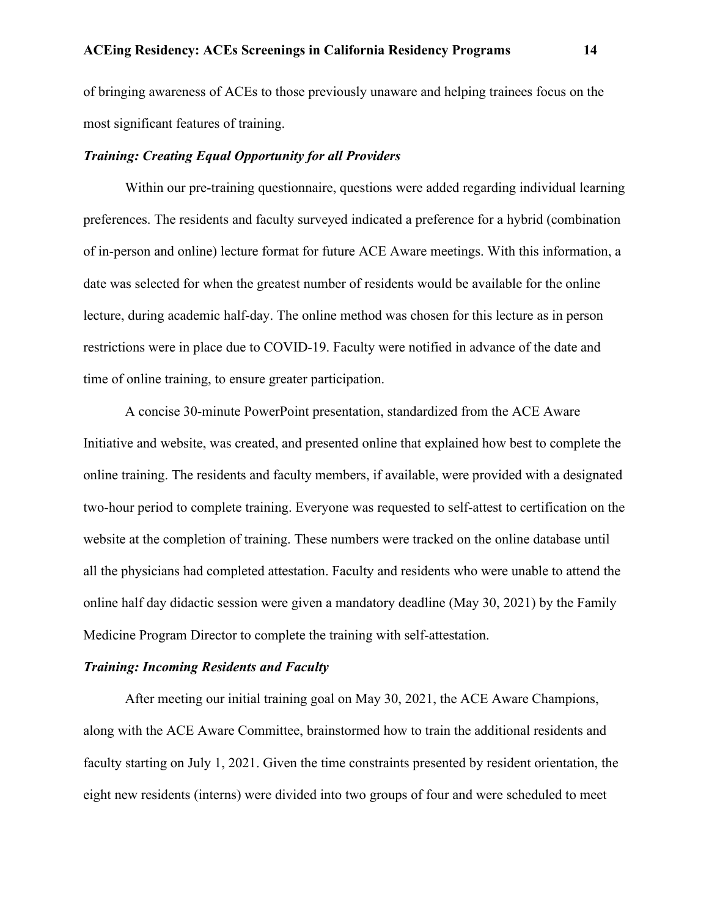of bringing awareness of ACEs to those previously unaware and helping trainees focus on the most significant features of training.

***Training: Creating Equal Opportunity for all Providers***

Within our pre-training questionnaire, questions were added regarding individual learning preferences. The residents and faculty surveyed indicated a preference for a hybrid (combination of in-person and online) lecture format for future ACE Aware meetings. With this information, a date was selected for when the greatest number of residents would be available for the online lecture, during academic half-day. The online method was chosen for this lecture as in person restrictions were in place due to COVID-19. Faculty were notified in advance of the date and time of online training, to ensure greater participation.

A concise 30-minute PowerPoint presentation, standardized from the ACE Aware Initiative and website, was created, and presented online that explained how best to complete the online training. The residents and faculty members, if available, were provided with a designated two-hour period to complete training. Everyone was requested to self-attest to certification on the website at the completion of training. These numbers were tracked on the online database until all the physicians had completed attestation. Faculty and residents who were unable to attend the online half day didactic session were given a mandatory deadline (May 30, 2021) by the Family Medicine Program Director to complete the training with self-attestation.

***Training: Incoming Residents and Faculty***

After meeting our initial training goal on May 30, 2021, the ACE Aware Champions, along with the ACE Aware Committee, brainstormed how to train the additional residents and faculty starting on July 1, 2021. Given the time constraints presented by resident orientation, the eight new residents (interns) were divided into two groups of four and were scheduled to meet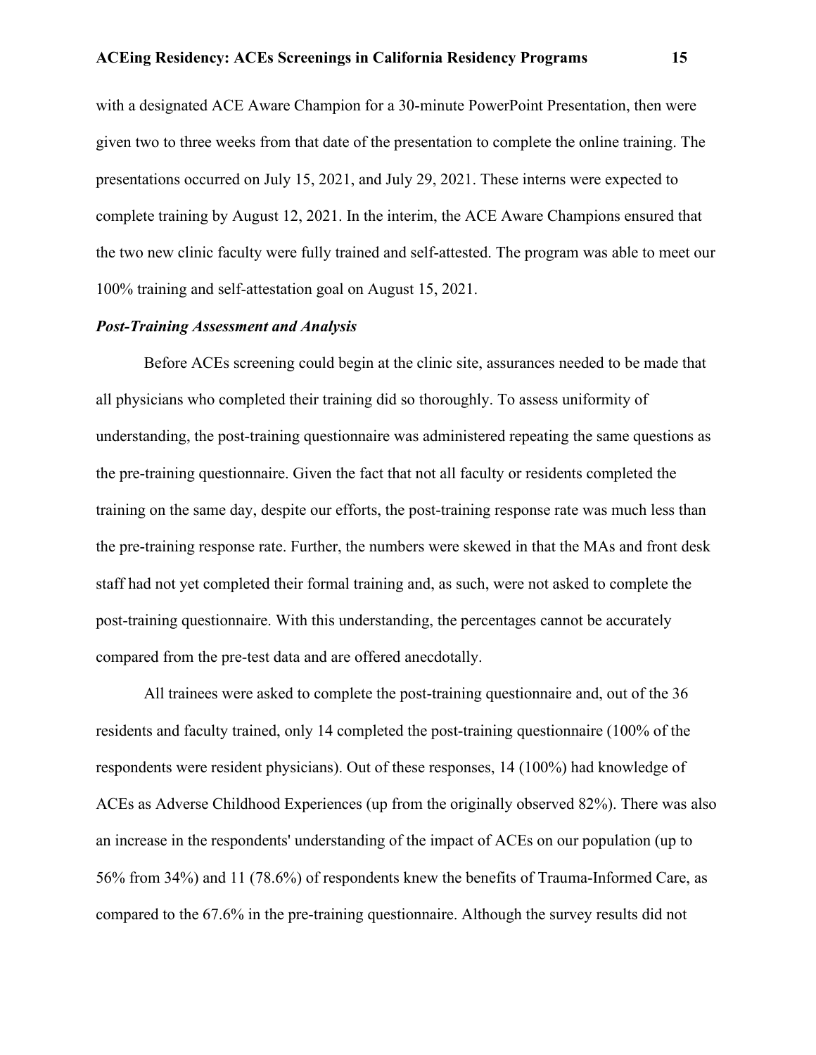with a designated ACE Aware Champion for a 30-minute PowerPoint Presentation, then were given two to three weeks from that date of the presentation to complete the online training. The presentations occurred on July 15, 2021, and July 29, 2021. These interns were expected to complete training by August 12, 2021. In the interim, the ACE Aware Champions ensured that the two new clinic faculty were fully trained and self-attested. The program was able to meet our 100% training and self-attestation goal on August 15, 2021.

### *Post-Training Assessment and Analysis*

Before ACEs screening could begin at the clinic site, assurances needed to be made that all physicians who completed their training did so thoroughly. To assess uniformity of understanding, the post-training questionnaire was administered repeating the same questions as the pre-training questionnaire. Given the fact that not all faculty or residents completed the training on the same day, despite our efforts, the post-training response rate was much less than the pre-training response rate. Further, the numbers were skewed in that the MAs and front desk staff had not yet completed their formal training and, as such, were not asked to complete the post-training questionnaire. With this understanding, the percentages cannot be accurately compared from the pre-test data and are offered anecdotally.

All trainees were asked to complete the post-training questionnaire and, out of the 36 residents and faculty trained, only 14 completed the post-training questionnaire (100% of the respondents were resident physicians). Out of these responses, 14 (100%) had knowledge of ACEs as Adverse Childhood Experiences (up from the originally observed 82%). There was also an increase in the respondents' understanding of the impact of ACEs on our population (up to 56% from 34%) and 11 (78.6%) of respondents knew the benefits of Trauma-Informed Care, as compared to the 67.6% in the pre-training questionnaire. Although the survey results did not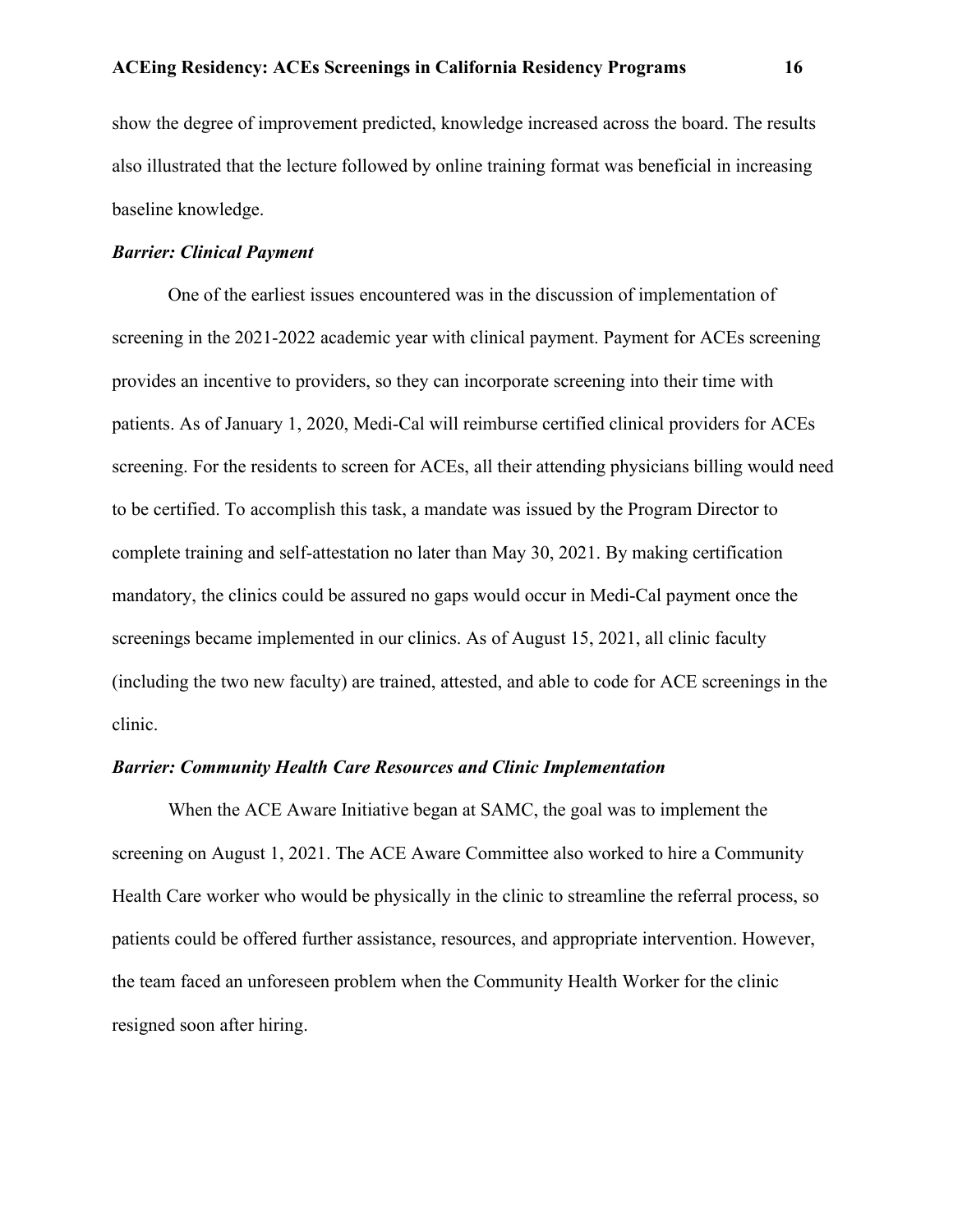show the degree of improvement predicted, knowledge increased across the board. The results also illustrated that the lecture followed by online training format was beneficial in increasing baseline knowledge.

***Barrier: Clinical Payment***

One of the earliest issues encountered was in the discussion of implementation of screening in the 2021-2022 academic year with clinical payment. Payment for ACEs screening provides an incentive to providers, so they can incorporate screening into their time with patients. As of January 1, 2020, Medi-Cal will reimburse certified clinical providers for ACEs screening. For the residents to screen for ACEs, all their attending physicians billing would need to be certified. To accomplish this task, a mandate was issued by the Program Director to complete training and self-attestation no later than May 30, 2021. By making certification mandatory, the clinics could be assured no gaps would occur in Medi-Cal payment once the screenings became implemented in our clinics. As of August 15, 2021, all clinic faculty (including the two new faculty) are trained, attested, and able to code for ACE screenings in the clinic.

***Barrier: Community Health Care Resources and Clinic Implementation***

When the ACE Aware Initiative began at SAMC, the goal was to implement the screening on August 1, 2021. The ACE Aware Committee also worked to hire a Community Health Care worker who would be physically in the clinic to streamline the referral process, so patients could be offered further assistance, resources, and appropriate intervention. However, the team faced an unforeseen problem when the Community Health Worker for the clinic resigned soon after hiring.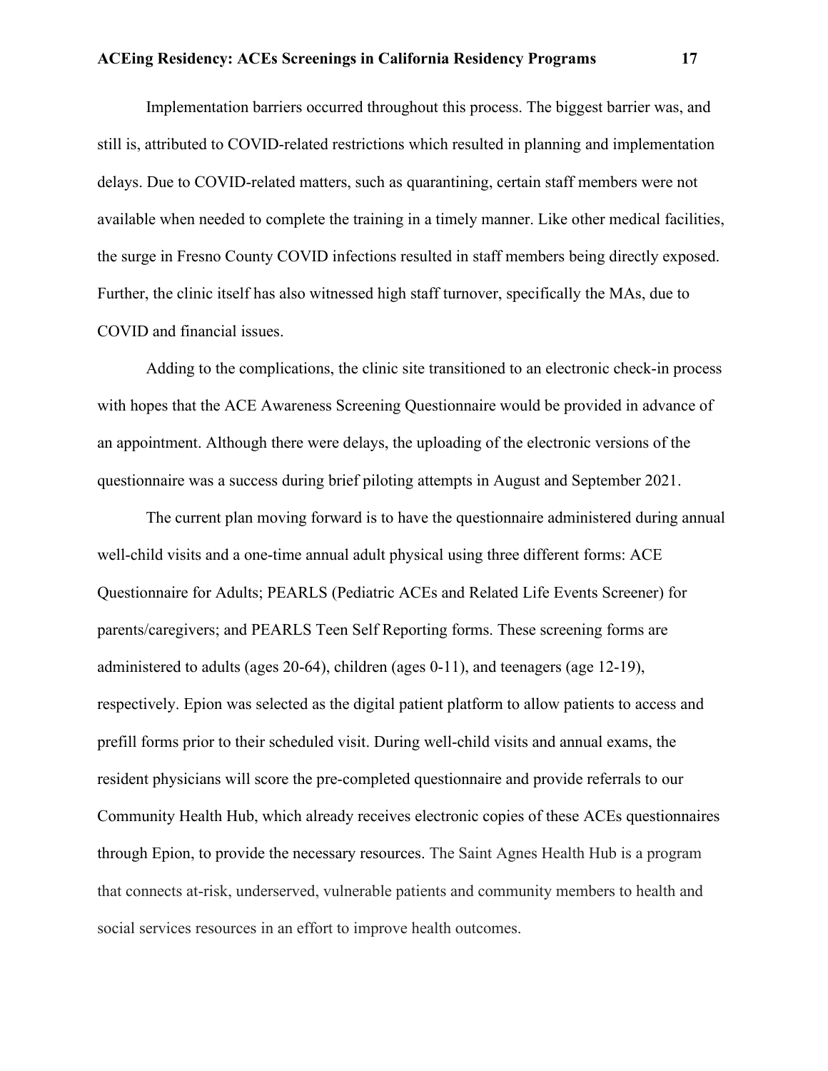Implementation barriers occurred throughout this process. The biggest barrier was, and still is, attributed to COVID-related restrictions which resulted in planning and implementation delays. Due to COVID-related matters, such as quarantining, certain staff members were not available when needed to complete the training in a timely manner. Like other medical facilities, the surge in Fresno County COVID infections resulted in staff members being directly exposed. Further, the clinic itself has also witnessed high staff turnover, specifically the MAs, due to COVID and financial issues.

Adding to the complications, the clinic site transitioned to an electronic check-in process with hopes that the ACE Awareness Screening Questionnaire would be provided in advance of an appointment. Although there were delays, the uploading of the electronic versions of the questionnaire was a success during brief piloting attempts in August and September 2021.

The current plan moving forward is to have the questionnaire administered during annual well-child visits and a one-time annual adult physical using three different forms: ACE Questionnaire for Adults; PEARLS (Pediatric ACEs and Related Life Events Screener) for parents/caregivers; and PEARLS Teen Self Reporting forms. These screening forms are administered to adults (ages 20-64), children (ages 0-11), and teenagers (age 12-19), respectively. Epion was selected as the digital patient platform to allow patients to access and prefill forms prior to their scheduled visit. During well-child visits and annual exams, the resident physicians will score the pre-completed questionnaire and provide referrals to our Community Health Hub, which already receives electronic copies of these ACEs questionnaires through Epion, to provide the necessary resources. The Saint Agnes Health Hub is a program that connects at-risk, underserved, vulnerable patients and community members to health and social services resources in an effort to improve health outcomes.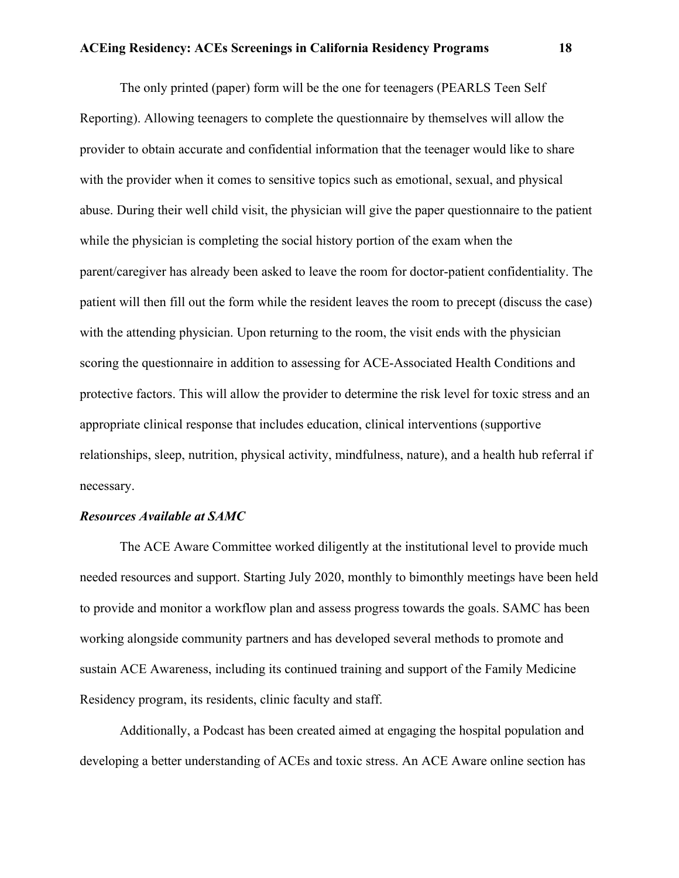The only printed (paper) form will be the one for teenagers (PEARLS Teen Self Reporting). Allowing teenagers to complete the questionnaire by themselves will allow the provider to obtain accurate and confidential information that the teenager would like to share with the provider when it comes to sensitive topics such as emotional, sexual, and physical abuse. During their well child visit, the physician will give the paper questionnaire to the patient while the physician is completing the social history portion of the exam when the parent/caregiver has already been asked to leave the room for doctor-patient confidentiality. The patient will then fill out the form while the resident leaves the room to precept (discuss the case) with the attending physician. Upon returning to the room, the visit ends with the physician scoring the questionnaire in addition to assessing for ACE-Associated Health Conditions and protective factors. This will allow the provider to determine the risk level for toxic stress and an appropriate clinical response that includes education, clinical interventions (supportive relationships, sleep, nutrition, physical activity, mindfulness, nature), and a health hub referral if necessary.

### *Resources Available at SAMC*

The ACE Aware Committee worked diligently at the institutional level to provide much needed resources and support. Starting July 2020, monthly to bimonthly meetings have been held to provide and monitor a workflow plan and assess progress towards the goals. SAMC has been working alongside community partners and has developed several methods to promote and sustain ACE Awareness, including its continued training and support of the Family Medicine Residency program, its residents, clinic faculty and staff.

Additionally, a Podcast has been created aimed at engaging the hospital population and developing a better understanding of ACEs and toxic stress. An ACE Aware online section has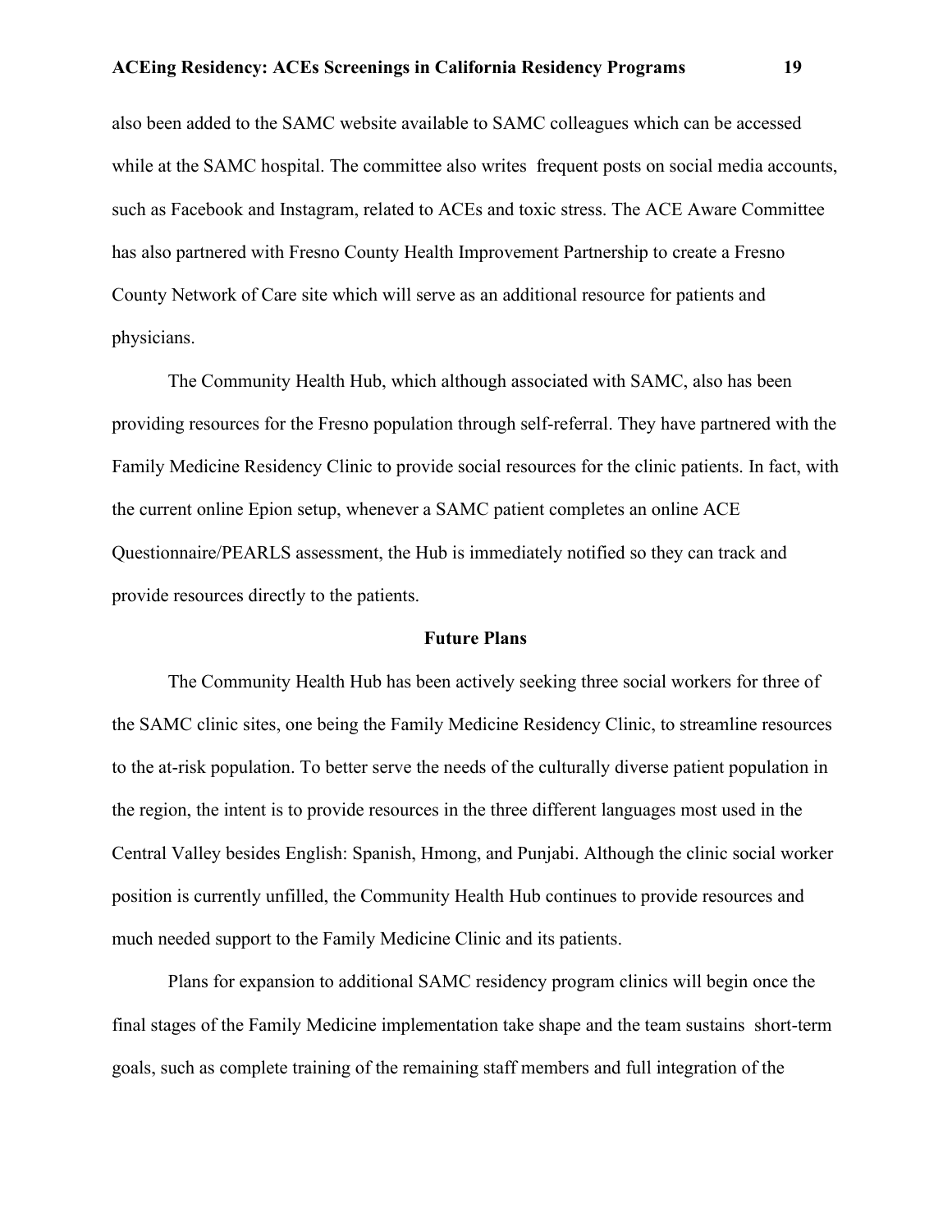also been added to the SAMC website available to SAMC colleagues which can be accessed while at the SAMC hospital. The committee also writes frequent posts on social media accounts, such as Facebook and Instagram, related to ACEs and toxic stress. The ACE Aware Committee has also partnered with Fresno County Health Improvement Partnership to create a Fresno County Network of Care site which will serve as an additional resource for patients and physicians.

The Community Health Hub, which although associated with SAMC, also has been providing resources for the Fresno population through self-referral. They have partnered with the Family Medicine Residency Clinic to provide social resources for the clinic patients. In fact, with the current online Epion setup, whenever a SAMC patient completes an online ACE Questionnaire/PEARLS assessment, the Hub is immediately notified so they can track and provide resources directly to the patients.

## Future Plans

The Community Health Hub has been actively seeking three social workers for three of the SAMC clinic sites, one being the Family Medicine Residency Clinic, to streamline resources to the at-risk population. To better serve the needs of the culturally diverse patient population in the region, the intent is to provide resources in the three different languages most used in the Central Valley besides English: Spanish, Hmong, and Punjabi. Although the clinic social worker position is currently unfilled, the Community Health Hub continues to provide resources and much needed support to the Family Medicine Clinic and its patients.

Plans for expansion to additional SAMC residency program clinics will begin once the final stages of the Family Medicine implementation take shape and the team sustains short-term goals, such as complete training of the remaining staff members and full integration of the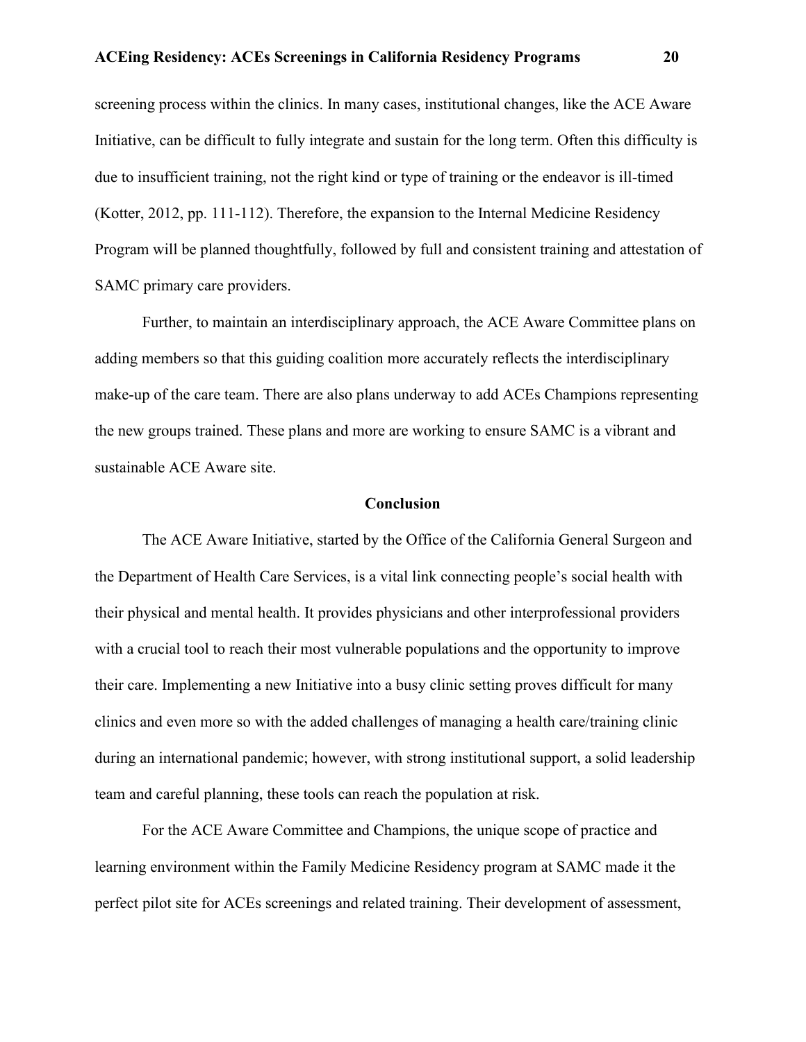screening process within the clinics. In many cases, institutional changes, like the ACE Aware Initiative, can be difficult to fully integrate and sustain for the long term. Often this difficulty is due to insufficient training, not the right kind or type of training or the endeavor is ill-timed (Kotter, 2012, pp. 111-112). Therefore, the expansion to the Internal Medicine Residency Program will be planned thoughtfully, followed by full and consistent training and attestation of SAMC primary care providers.

Further, to maintain an interdisciplinary approach, the ACE Aware Committee plans on adding members so that this guiding coalition more accurately reflects the interdisciplinary make-up of the care team. There are also plans underway to add ACEs Champions representing the new groups trained. These plans and more are working to ensure SAMC is a vibrant and sustainable ACE Aware site.

## Conclusion

The ACE Aware Initiative, started by the Office of the California General Surgeon and the Department of Health Care Services, is a vital link connecting people's social health with their physical and mental health. It provides physicians and other interprofessional providers with a crucial tool to reach their most vulnerable populations and the opportunity to improve their care. Implementing a new Initiative into a busy clinic setting proves difficult for many clinics and even more so with the added challenges of managing a health care/training clinic during an international pandemic; however, with strong institutional support, a solid leadership team and careful planning, these tools can reach the population at risk.

For the ACE Aware Committee and Champions, the unique scope of practice and learning environment within the Family Medicine Residency program at SAMC made it the perfect pilot site for ACEs screenings and related training. Their development of assessment,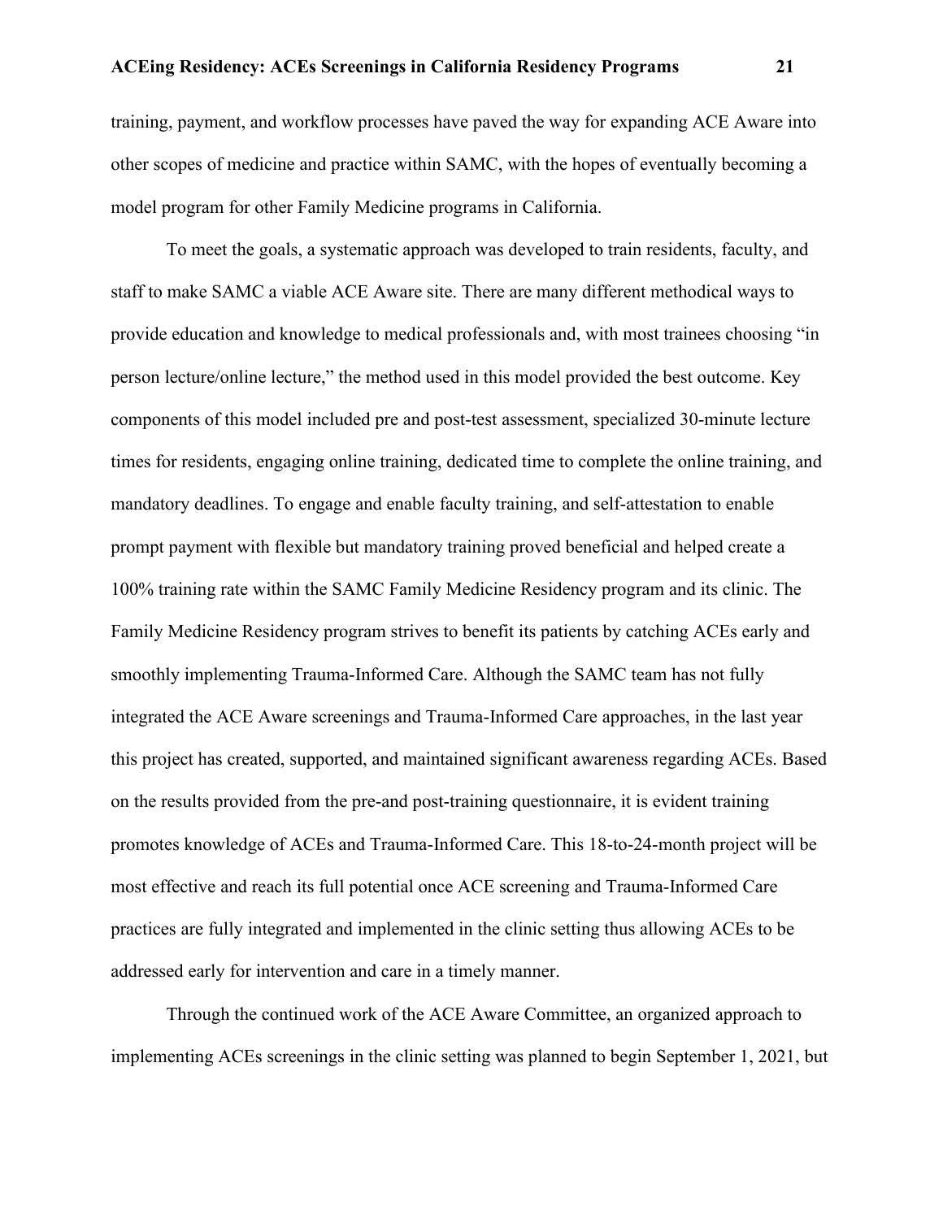training, payment, and workflow processes have paved the way for expanding ACE Aware into other scopes of medicine and practice within SAMC, with the hopes of eventually becoming a model program for other Family Medicine programs in California.

To meet the goals, a systematic approach was developed to train residents, faculty, and staff to make SAMC a viable ACE Aware site. There are many different methodical ways to provide education and knowledge to medical professionals and, with most trainees choosing "in person lecture/online lecture," the method used in this model provided the best outcome. Key components of this model included pre and post-test assessment, specialized 30-minute lecture times for residents, engaging online training, dedicated time to complete the online training, and mandatory deadlines. To engage and enable faculty training, and self-attestation to enable prompt payment with flexible but mandatory training proved beneficial and helped create a 100% training rate within the SAMC Family Medicine Residency program and its clinic. The Family Medicine Residency program strives to benefit its patients by catching ACEs early and smoothly implementing Trauma-Informed Care. Although the SAMC team has not fully integrated the ACE Aware screenings and Trauma-Informed Care approaches, in the last year this project has created, supported, and maintained significant awareness regarding ACEs. Based on the results provided from the pre-and post-training questionnaire, it is evident training promotes knowledge of ACEs and Trauma-Informed Care. This 18-to-24-month project will be most effective and reach its full potential once ACE screening and Trauma-Informed Care practices are fully integrated and implemented in the clinic setting thus allowing ACEs to be addressed early for intervention and care in a timely manner.

Through the continued work of the ACE Aware Committee, an organized approach to implementing ACEs screenings in the clinic setting was planned to begin September 1, 2021, but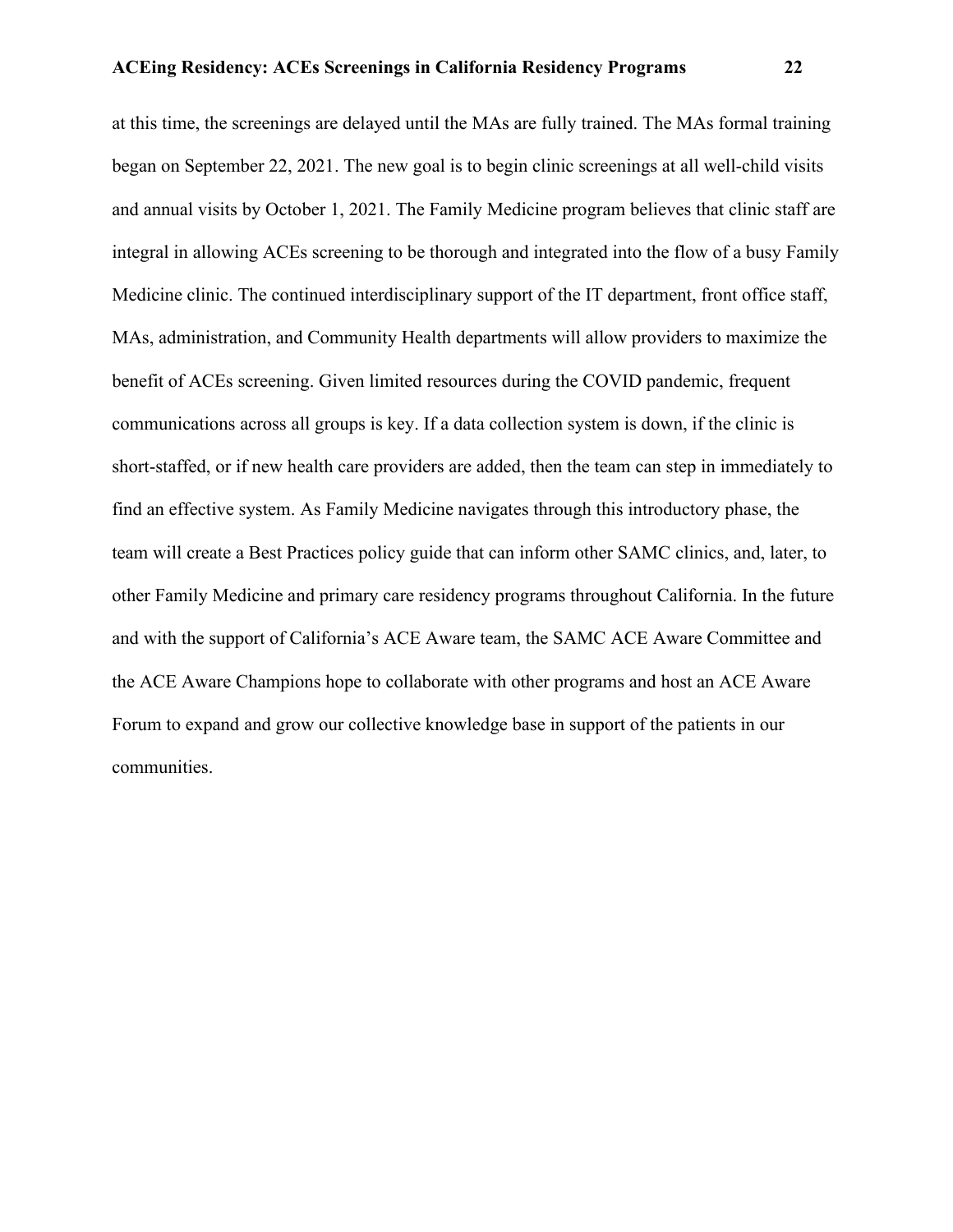at this time, the screenings are delayed until the MAs are fully trained. The MAs formal training began on September 22, 2021. The new goal is to begin clinic screenings at all well-child visits and annual visits by October 1, 2021. The Family Medicine program believes that clinic staff are integral in allowing ACEs screening to be thorough and integrated into the flow of a busy Family Medicine clinic. The continued interdisciplinary support of the IT department, front office staff, MAs, administration, and Community Health departments will allow providers to maximize the benefit of ACEs screening. Given limited resources during the COVID pandemic, frequent communications across all groups is key. If a data collection system is down, if the clinic is short-staffed, or if new health care providers are added, then the team can step in immediately to find an effective system. As Family Medicine navigates through this introductory phase, the team will create a Best Practices policy guide that can inform other SAMC clinics, and, later, to other Family Medicine and primary care residency programs throughout California. In the future and with the support of California's ACE Aware team, the SAMC ACE Aware Committee and the ACE Aware Champions hope to collaborate with other programs and host an ACE Aware Forum to expand and grow our collective knowledge base in support of the patients in our communities.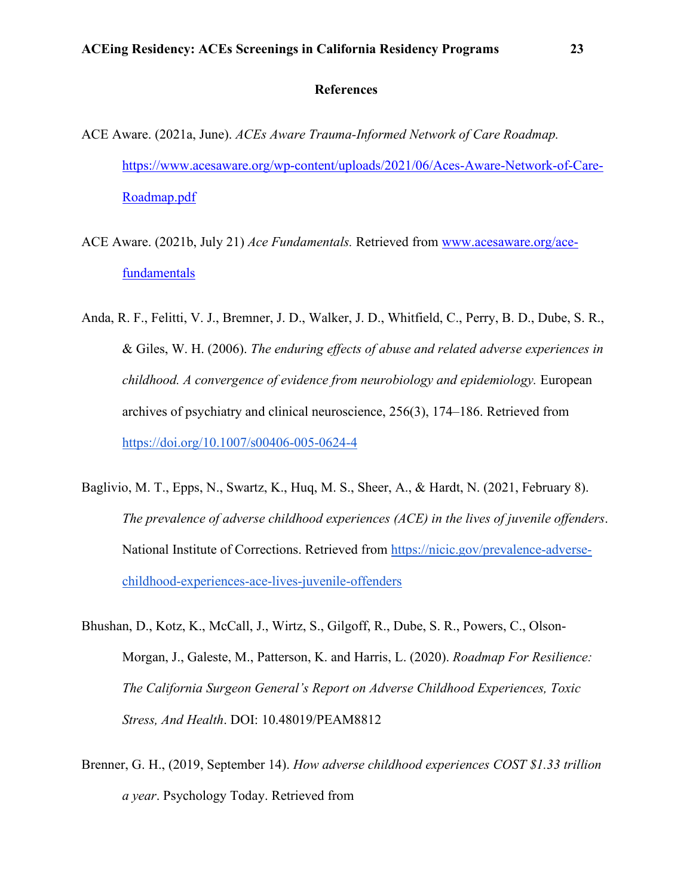# References

ACE Aware. (2021a, June). *ACEs Aware Trauma-Informed Network of Care Roadmap.* https://www.acesaware.org/wp-content/uploads/2021/06/Aces-Aware-Network-of-Care-Roadmap.pdf

ACE Aware. (2021b, July 21) *Ace Fundamentals.* Retrieved from www.acesaware.org/ace-fundamentals

Anda, R. F., Felitti, V. J., Bremner, J. D., Walker, J. D., Whitfield, C., Perry, B. D., Dube, S. R., & Giles, W. H. (2006). *The enduring effects of abuse and related adverse experiences in childhood. A convergence of evidence from neurobiology and epidemiology.* European archives of psychiatry and clinical neuroscience, 256(3), 174–186. Retrieved from https://doi.org/10.1007/s00406-005-0624-4

Baglivio, M. T., Epps, N., Swartz, K., Huq, M. S., Sheer, A., & Hardt, N. (2021, February 8). *The prevalence of adverse childhood experiences (ACE) in the lives of juvenile offenders*. National Institute of Corrections. Retrieved from https://nicic.gov/prevalence-adverse-childhood-experiences-ace-lives-juvenile-offenders

Bhushan, D., Kotz, K., McCall, J., Wirtz, S., Gilgoff, R., Dube, S. R., Powers, C., Olson-Morgan, J., Galeste, M., Patterson, K. and Harris, L. (2020). *Roadmap For Resilience: The California Surgeon General's Report on Adverse Childhood Experiences, Toxic Stress, And Health*. DOI: 10.48019/PEAM8812

Brenner, G. H., (2019, September 14). *How adverse childhood experiences COST $1.33 trillion a year*. Psychology Today. Retrieved from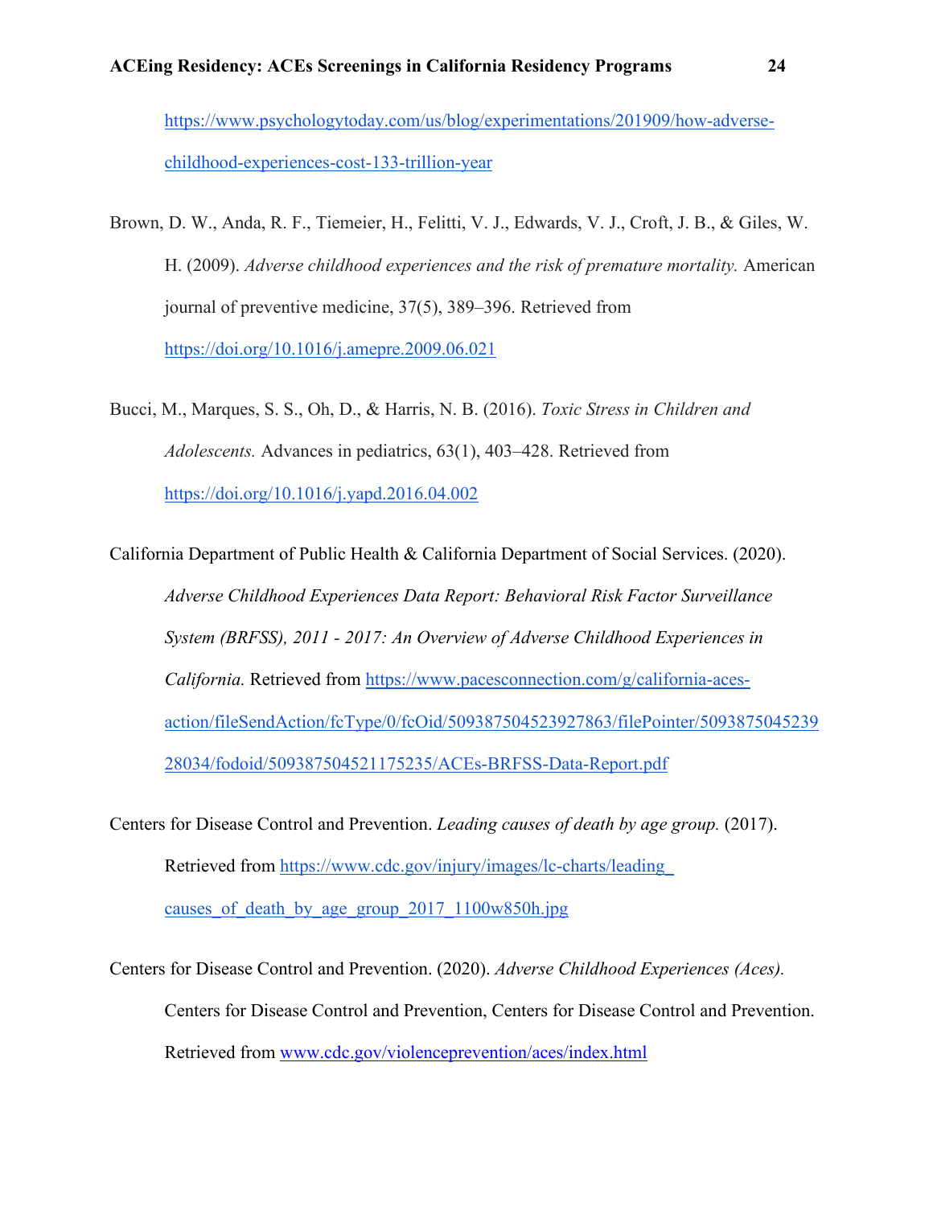https://www.psychologytoday.com/us/blog/experimentations/201909/how-adverse-childhood-experiences-cost-133-trillion-year

Brown, D. W., Anda, R. F., Tiemeier, H., Felitti, V. J., Edwards, V. J., Croft, J. B., & Giles, W. H. (2009). *Adverse childhood experiences and the risk of premature mortality.* American journal of preventive medicine, 37(5), 389–396. Retrieved from https://doi.org/10.1016/j.amepre.2009.06.021

Bucci, M., Marques, S. S., Oh, D., & Harris, N. B. (2016). *Toxic Stress in Children and Adolescents.* Advances in pediatrics, 63(1), 403–428. Retrieved from https://doi.org/10.1016/j.yapd.2016.04.002

California Department of Public Health & California Department of Social Services. (2020). *Adverse Childhood Experiences Data Report: Behavioral Risk Factor Surveillance System (BRFSS), 2011 - 2017: An Overview of Adverse Childhood Experiences in California.* Retrieved from https://www.pacesconnection.com/g/california-aces-action/fileSendAction/fcType/0/fcOid/509387504523927863/filePointer/509387504523928034/fodoid/509387504521175235/ACEs-BRFSS-Data-Report.pdf

Centers for Disease Control and Prevention. *Leading causes of death by age group.* (2017). Retrieved from https://www.cdc.gov/injury/images/lc-charts/leading_causes_of_death_by_age_group_2017_1100w850h.jpg

Centers for Disease Control and Prevention. (2020). *Adverse Childhood Experiences (Aces).* Centers for Disease Control and Prevention, Centers for Disease Control and Prevention. Retrieved from www.cdc.gov/violenceprevention/aces/index.html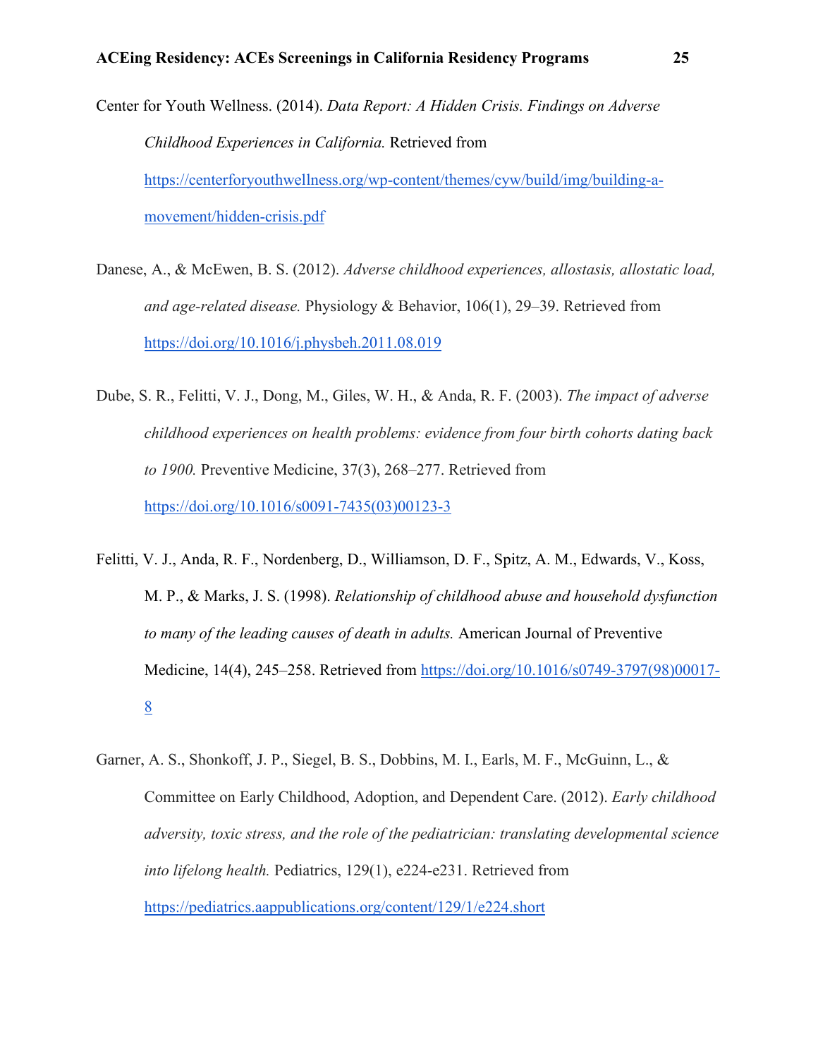Center for Youth Wellness. (2014). *Data Report: A Hidden Crisis. Findings on Adverse Childhood Experiences in California.* Retrieved from https://centerforyouthwellness.org/wp-content/themes/cyw/build/img/building-a-movement/hidden-crisis.pdf

Danese, A., & McEwen, B. S. (2012). *Adverse childhood experiences, allostasis, allostatic load, and age-related disease.* Physiology & Behavior, 106(1), 29–39. Retrieved from https://doi.org/10.1016/j.physbeh.2011.08.019

Dube, S. R., Felitti, V. J., Dong, M., Giles, W. H., & Anda, R. F. (2003). *The impact of adverse childhood experiences on health problems: evidence from four birth cohorts dating back to 1900.* Preventive Medicine, 37(3), 268–277. Retrieved from https://doi.org/10.1016/s0091-7435(03)00123-3

Felitti, V. J., Anda, R. F., Nordenberg, D., Williamson, D. F., Spitz, A. M., Edwards, V., Koss, M. P., & Marks, J. S. (1998). *Relationship of childhood abuse and household dysfunction to many of the leading causes of death in adults.* American Journal of Preventive Medicine, 14(4), 245–258. Retrieved from https://doi.org/10.1016/s0749-3797(98)00017-8

Garner, A. S., Shonkoff, J. P., Siegel, B. S., Dobbins, M. I., Earls, M. F., McGuinn, L., & Committee on Early Childhood, Adoption, and Dependent Care. (2012). *Early childhood adversity, toxic stress, and the role of the pediatrician: translating developmental science into lifelong health.* Pediatrics, 129(1), e224-e231. Retrieved from https://pediatrics.aappublications.org/content/129/1/e224.short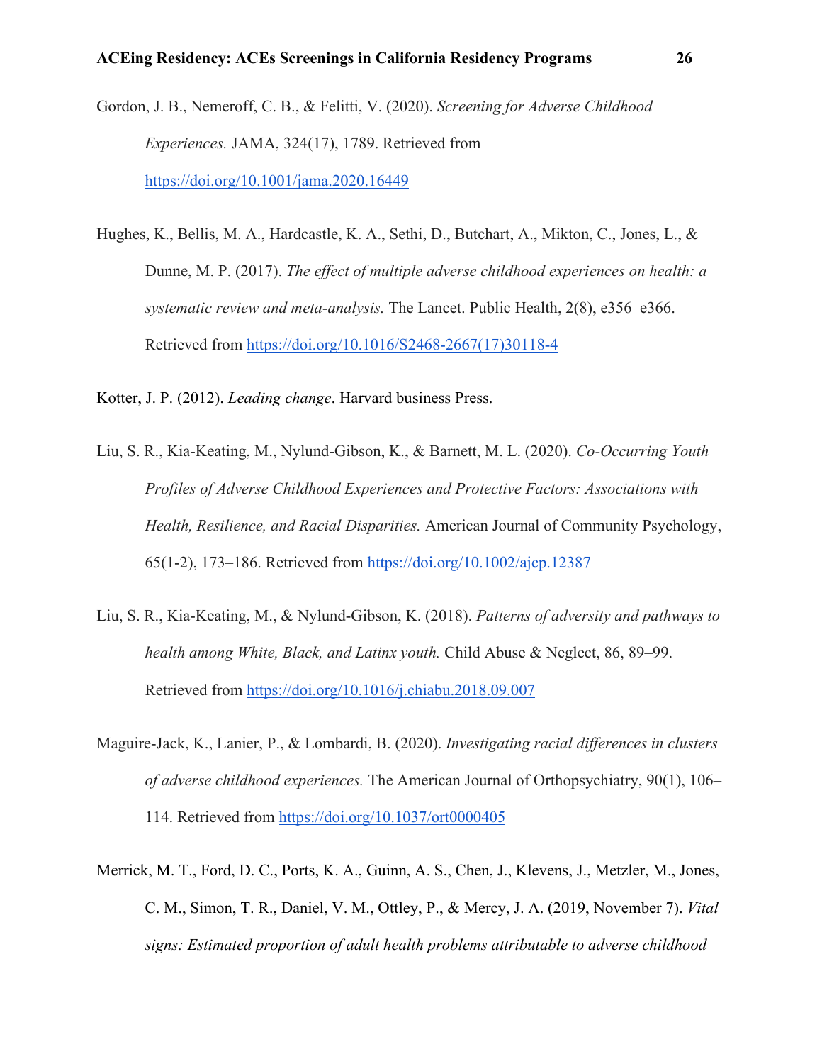Gordon, J. B., Nemeroff, C. B., & Felitti, V. (2020). *Screening for Adverse Childhood Experiences.* JAMA, 324(17), 1789. Retrieved from https://doi.org/10.1001/jama.2020.16449

Hughes, K., Bellis, M. A., Hardcastle, K. A., Sethi, D., Butchart, A., Mikton, C., Jones, L., & Dunne, M. P. (2017). *The effect of multiple adverse childhood experiences on health: a systematic review and meta-analysis.* The Lancet. Public Health, 2(8), e356–e366. Retrieved from https://doi.org/10.1016/S2468-2667(17)30118-4

Kotter, J. P. (2012). *Leading change*. Harvard business Press.

Liu, S. R., Kia-Keating, M., Nylund-Gibson, K., & Barnett, M. L. (2020). *Co-Occurring Youth Profiles of Adverse Childhood Experiences and Protective Factors: Associations with Health, Resilience, and Racial Disparities.* American Journal of Community Psychology, 65(1-2), 173–186. Retrieved from https://doi.org/10.1002/ajcp.12387

Liu, S. R., Kia-Keating, M., & Nylund-Gibson, K. (2018). *Patterns of adversity and pathways to health among White, Black, and Latinx youth.* Child Abuse & Neglect, 86, 89–99. Retrieved from https://doi.org/10.1016/j.chiabu.2018.09.007

Maguire-Jack, K., Lanier, P., & Lombardi, B. (2020). *Investigating racial differences in clusters of adverse childhood experiences.* The American Journal of Orthopsychiatry, 90(1), 106–114. Retrieved from https://doi.org/10.1037/ort0000405

Merrick, M. T., Ford, D. C., Ports, K. A., Guinn, A. S., Chen, J., Klevens, J., Metzler, M., Jones, C. M., Simon, T. R., Daniel, V. M., Ottley, P., & Mercy, J. A. (2019, November 7). *Vital signs: Estimated proportion of adult health problems attributable to adverse childhood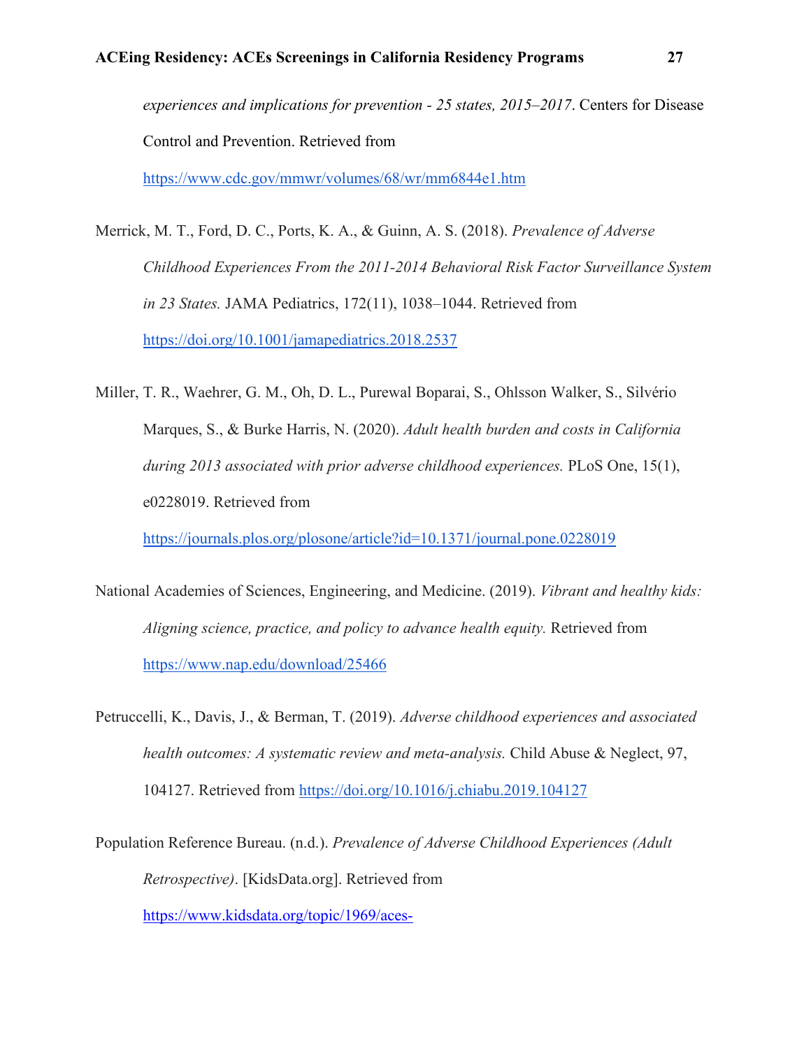*experiences and implications for prevention - 25 states, 2015–2017*. Centers for Disease Control and Prevention. Retrieved from https://www.cdc.gov/mmwr/volumes/68/wr/mm6844e1.htm

Merrick, M. T., Ford, D. C., Ports, K. A., & Guinn, A. S. (2018). *Prevalence of Adverse Childhood Experiences From the 2011-2014 Behavioral Risk Factor Surveillance System in 23 States.* JAMA Pediatrics, 172(11), 1038–1044. Retrieved from https://doi.org/10.1001/jamapediatrics.2018.2537

Miller, T. R., Waehrer, G. M., Oh, D. L., Purewal Boparai, S., Ohlsson Walker, S., Silvério Marques, S., & Burke Harris, N. (2020). *Adult health burden and costs in California during 2013 associated with prior adverse childhood experiences.* PLoS One, 15(1), e0228019. Retrieved from https://journals.plos.org/plosone/article?id=10.1371/journal.pone.0228019

National Academies of Sciences, Engineering, and Medicine. (2019). *Vibrant and healthy kids: Aligning science, practice, and policy to advance health equity.* Retrieved from https://www.nap.edu/download/25466

Petruccelli, K., Davis, J., & Berman, T. (2019). *Adverse childhood experiences and associated health outcomes: A systematic review and meta-analysis.* Child Abuse & Neglect, 97, 104127. Retrieved from https://doi.org/10.1016/j.chiabu.2019.104127

Population Reference Bureau. (n.d.). *Prevalence of Adverse Childhood Experiences (Adult Retrospective)*. [KidsData.org]. Retrieved from https://www.kidsdata.org/topic/1969/aces-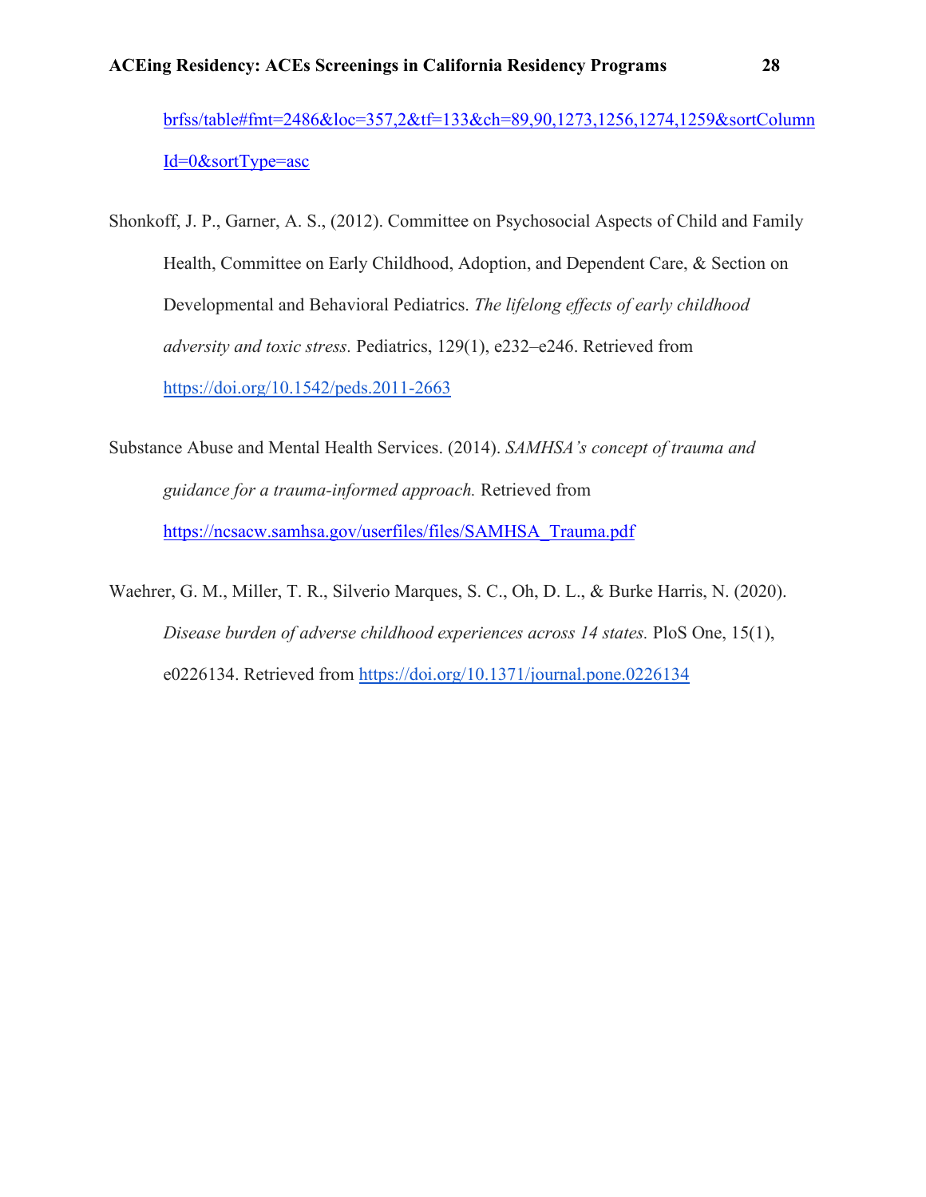brfss/table#fmt=2486&loc=357,2&tf=133&ch=89,90,1273,1256,1274,1259&sortColumnId=0&sortType=asc

Shonkoff, J. P., Garner, A. S., (2012). Committee on Psychosocial Aspects of Child and Family Health, Committee on Early Childhood, Adoption, and Dependent Care, & Section on Developmental and Behavioral Pediatrics. *The lifelong effects of early childhood adversity and toxic stress.* Pediatrics, 129(1), e232–e246. Retrieved from https://doi.org/10.1542/peds.2011-2663

Substance Abuse and Mental Health Services. (2014). *SAMHSA's concept of trauma and guidance for a trauma-informed approach.* Retrieved from https://ncsacw.samhsa.gov/userfiles/files/SAMHSA_Trauma.pdf

Waehrer, G. M., Miller, T. R., Silverio Marques, S. C., Oh, D. L., & Burke Harris, N. (2020). *Disease burden of adverse childhood experiences across 14 states.* PloS One, 15(1), e0226134. Retrieved from https://doi.org/10.1371/journal.pone.0226134